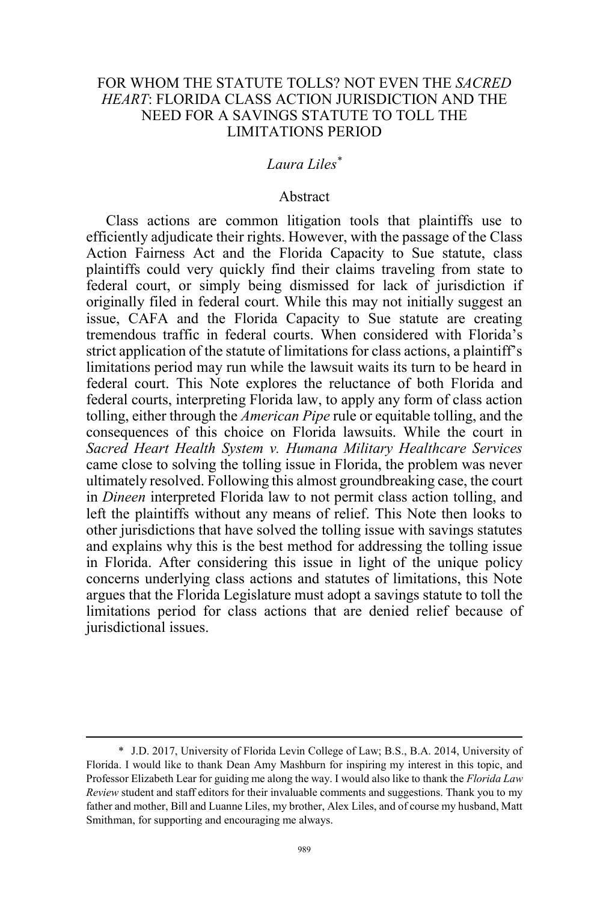# FOR WHOM THE STATUTE TOLLS? NOT EVEN THE *SACRED HEART*: FLORIDA CLASS ACTION JURISDICTION AND THE NEED FOR A SAVINGS STATUTE TO TOLL THE LIMITATIONS PERIOD

*Laura Liles*[*]

## Abstract

Class actions are common litigation tools that plaintiffs use to efficiently adjudicate their rights. However, with the passage of the Class Action Fairness Act and the Florida Capacity to Sue statute, class plaintiffs could very quickly find their claims traveling from state to federal court, or simply being dismissed for lack of jurisdiction if originally filed in federal court. While this may not initially suggest an issue, CAFA and the Florida Capacity to Sue statute are creating tremendous traffic in federal courts. When considered with Florida's strict application of the statute of limitations for class actions, a plaintiff's limitations period may run while the lawsuit waits its turn to be heard in federal court. This Note explores the reluctance of both Florida and federal courts, interpreting Florida law, to apply any form of class action tolling, either through the *American Pipe* rule or equitable tolling, and the consequences of this choice on Florida lawsuits. While the court in *Sacred Heart Health System v. Humana Military Healthcare Services* came close to solving the tolling issue in Florida, the problem was never ultimately resolved. Following this almost groundbreaking case, the court in *Dineen* interpreted Florida law to not permit class action tolling, and left the plaintiffs without any means of relief. This Note then looks to other jurisdictions that have solved the tolling issue with savings statutes and explains why this is the best method for addressing the tolling issue in Florida. After considering this issue in light of the unique policy concerns underlying class actions and statutes of limitations, this Note argues that the Florida Legislature must adopt a savings statute to toll the limitations period for class actions that are denied relief because of jurisdictional issues.

---

\* J.D. 2017, University of Florida Levin College of Law; B.S., B.A. 2014, University of Florida. I would like to thank Dean Amy Mashburn for inspiring my interest in this topic, and Professor Elizabeth Lear for guiding me along the way. I would also like to thank the *Florida Law Review* student and staff editors for their invaluable comments and suggestions. Thank you to my father and mother, Bill and Luanne Liles, my brother, Alex Liles, and of course my husband, Matt Smithman, for supporting and encouraging me always.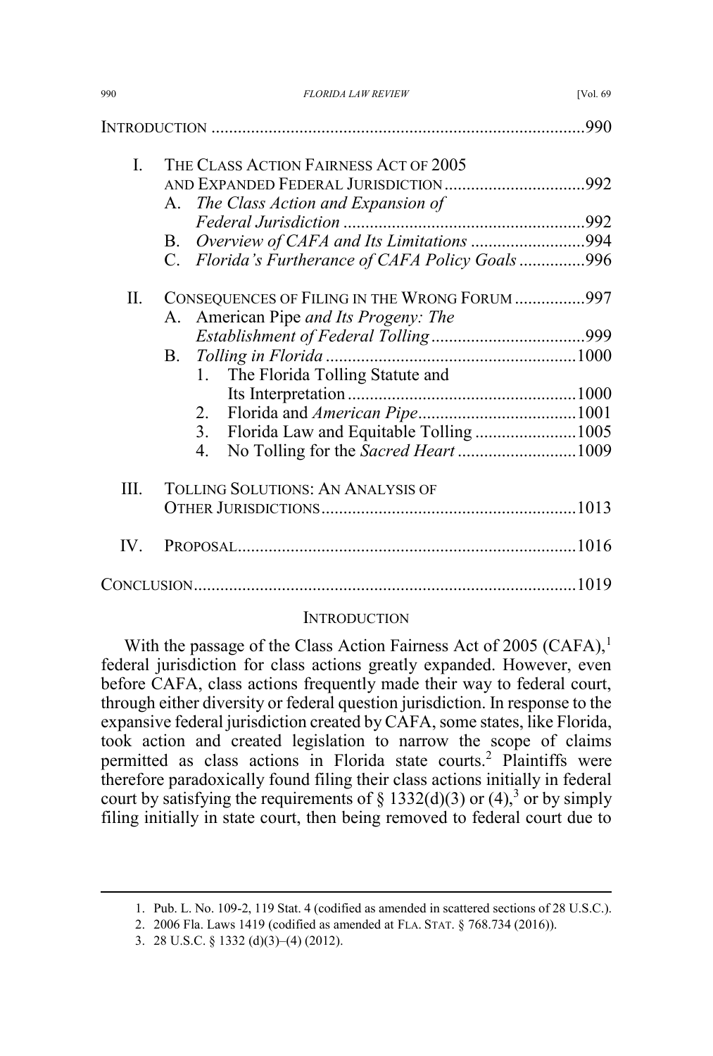INTRODUCTION ....................................................................................990

I. THE CLASS ACTION FAIRNESS ACT OF 2005 AND EXPANDED FEDERAL JURISDICTION ................................992
   A. *The Class Action and Expansion of Federal Jurisdiction* .......................................................992
   B. *Overview of CAFA and Its Limitations* ..........................994
   C. *Florida's Furtherance of CAFA Policy Goals* ..............996

II. CONSEQUENCES OF FILING IN THE WRONG FORUM ................997
   A. American Pipe *and Its Progeny: The Establishment of Federal Tolling* ...................................999
   B. *Tolling in Florida* .........................................................1000
      1. The Florida Tolling Statute and Its Interpretation ....................................................1000
      2. Florida and *American Pipe* ....................................1001
      3. Florida Law and Equitable Tolling .......................1005
      4. No Tolling for the *Sacred Heart* ...........................1009

III. TOLLING SOLUTIONS: AN ANALYSIS OF OTHER JURISDICTIONS..........................................................1013

IV. PROPOSAL.............................................................................1016

CONCLUSION.......................................................................................1019

## INTRODUCTION

With the passage of the Class Action Fairness Act of 2005 (CAFA),[1] federal jurisdiction for class actions greatly expanded. However, even before CAFA, class actions frequently made their way to federal court, through either diversity or federal question jurisdiction. In response to the expansive federal jurisdiction created by CAFA, some states, like Florida, took action and created legislation to narrow the scope of claims permitted as class actions in Florida state courts.[2] Plaintiffs were therefore paradoxically found filing their class actions initially in federal court by satisfying the requirements of § 1332(d)(3) or (4),[3] or by simply filing initially in state court, then being removed to federal court due to

---

1. Pub. L. No. 109-2, 119 Stat. 4 (codified as amended in scattered sections of 28 U.S.C.).
2. 2006 Fla. Laws 1419 (codified as amended at FLA. STAT. § 768.734 (2016)).
3. 28 U.S.C. § 1332 (d)(3)–(4) (2012).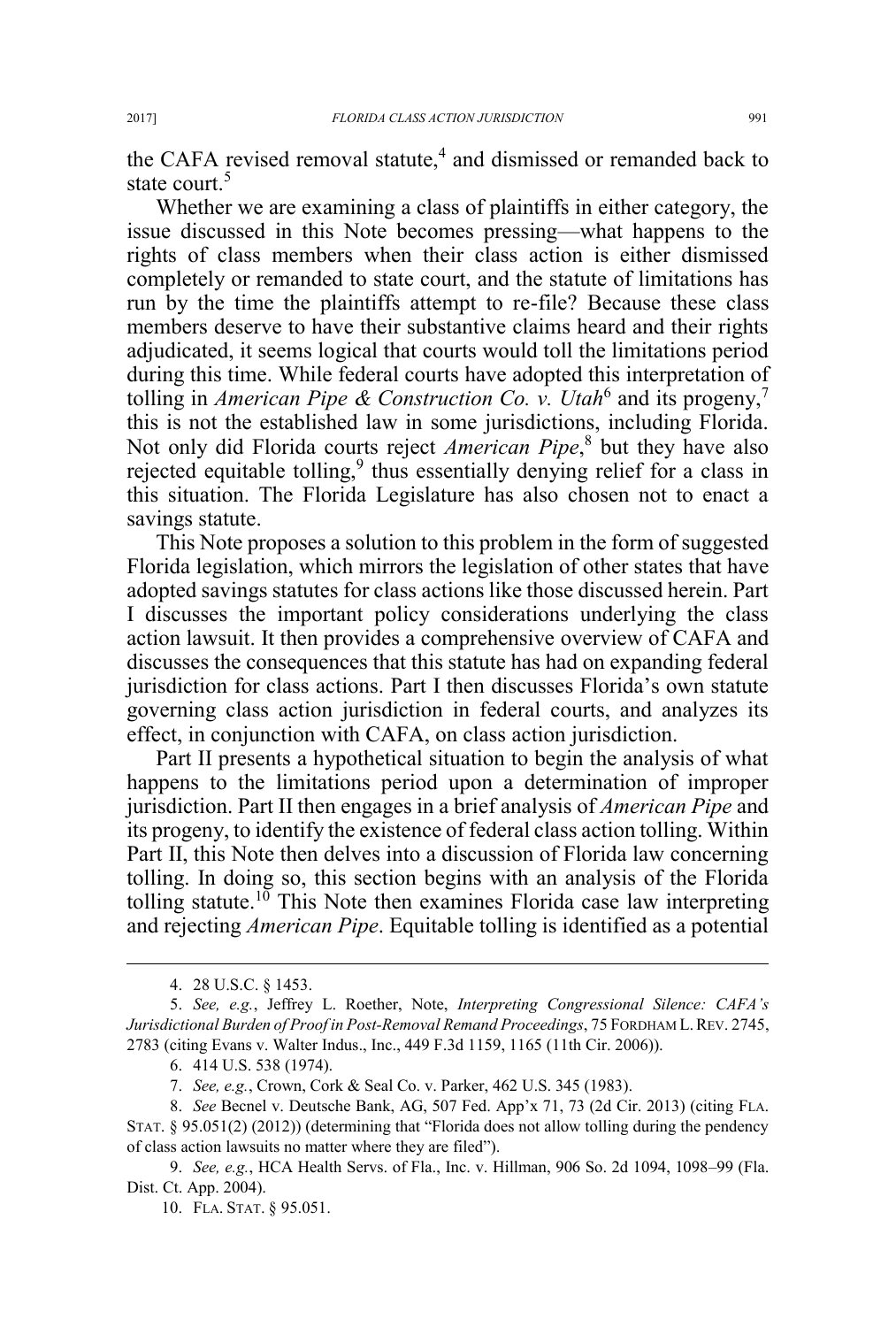the CAFA revised removal statute,[4] and dismissed or remanded back to state court.[5]

Whether we are examining a class of plaintiffs in either category, the issue discussed in this Note becomes pressing—what happens to the rights of class members when their class action is either dismissed completely or remanded to state court, and the statute of limitations has run by the time the plaintiffs attempt to re-file? Because these class members deserve to have their substantive claims heard and their rights adjudicated, it seems logical that courts would toll the limitations period during this time. While federal courts have adopted this interpretation of tolling in *American Pipe & Construction Co. v. Utah*[6] and its progeny,[7] this is not the established law in some jurisdictions, including Florida. Not only did Florida courts reject *American Pipe*,[8] but they have also rejected equitable tolling,[9] thus essentially denying relief for a class in this situation. The Florida Legislature has also chosen not to enact a savings statute.

This Note proposes a solution to this problem in the form of suggested Florida legislation, which mirrors the legislation of other states that have adopted savings statutes for class actions like those discussed herein. Part I discusses the important policy considerations underlying the class action lawsuit. It then provides a comprehensive overview of CAFA and discusses the consequences that this statute has had on expanding federal jurisdiction for class actions. Part I then discusses Florida's own statute governing class action jurisdiction in federal courts, and analyzes its effect, in conjunction with CAFA, on class action jurisdiction.

Part II presents a hypothetical situation to begin the analysis of what happens to the limitations period upon a determination of improper jurisdiction. Part II then engages in a brief analysis of *American Pipe* and its progeny, to identify the existence of federal class action tolling. Within Part II, this Note then delves into a discussion of Florida law concerning tolling. In doing so, this section begins with an analysis of the Florida tolling statute.[10] This Note then examines Florida case law interpreting and rejecting *American Pipe*. Equitable tolling is identified as a potential

---

4. 28 U.S.C. § 1453.

5. *See, e.g.*, Jeffrey L. Roether, Note, *Interpreting Congressional Silence: CAFA's Jurisdictional Burden of Proof in Post-Removal Remand Proceedings*, 75 FORDHAM L. REV. 2745, 2783 (citing Evans v. Walter Indus., Inc., 449 F.3d 1159, 1165 (11th Cir. 2006)).

6. 414 U.S. 538 (1974).

7. *See, e.g.*, Crown, Cork & Seal Co. v. Parker, 462 U.S. 345 (1983).

8. *See* Becnel v. Deutsche Bank, AG, 507 Fed. App'x 71, 73 (2d Cir. 2013) (citing FLA. STAT. § 95.051(2) (2012)) (determining that "Florida does not allow tolling during the pendency of class action lawsuits no matter where they are filed").

9. *See, e.g.*, HCA Health Servs. of Fla., Inc. v. Hillman, 906 So. 2d 1094, 1098–99 (Fla. Dist. Ct. App. 2004).

10. FLA. STAT. § 95.051.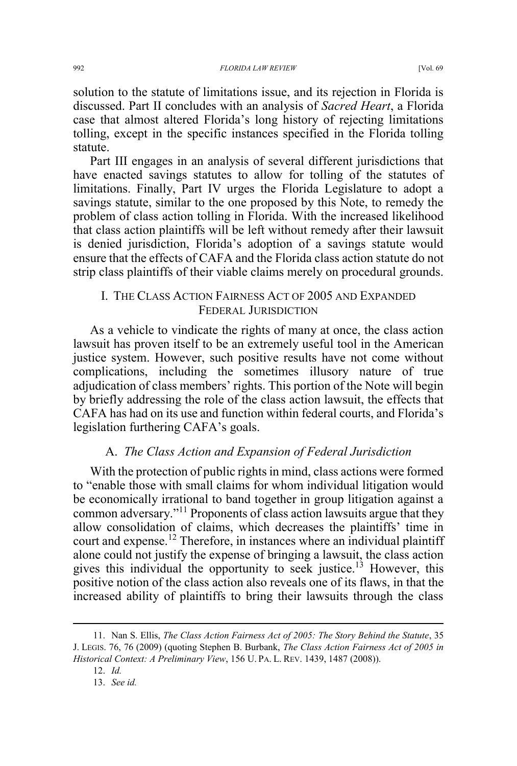solution to the statute of limitations issue, and its rejection in Florida is discussed. Part II concludes with an analysis of *Sacred Heart*, a Florida case that almost altered Florida's long history of rejecting limitations tolling, except in the specific instances specified in the Florida tolling statute.

Part III engages in an analysis of several different jurisdictions that have enacted savings statutes to allow for tolling of the statutes of limitations. Finally, Part IV urges the Florida Legislature to adopt a savings statute, similar to the one proposed by this Note, to remedy the problem of class action tolling in Florida. With the increased likelihood that class action plaintiffs will be left without remedy after their lawsuit is denied jurisdiction, Florida's adoption of a savings statute would ensure that the effects of CAFA and the Florida class action statute do not strip class plaintiffs of their viable claims merely on procedural grounds.

## I. THE CLASS ACTION FAIRNESS ACT OF 2005 AND EXPANDED FEDERAL JURISDICTION

As a vehicle to vindicate the rights of many at once, the class action lawsuit has proven itself to be an extremely useful tool in the American justice system. However, such positive results have not come without complications, including the sometimes illusory nature of true adjudication of class members' rights. This portion of the Note will begin by briefly addressing the role of the class action lawsuit, the effects that CAFA has had on its use and function within federal courts, and Florida's legislation furthering CAFA's goals.

### A. *The Class Action and Expansion of Federal Jurisdiction*

With the protection of public rights in mind, class actions were formed to "enable those with small claims for whom individual litigation would be economically irrational to band together in group litigation against a common adversary."[11] Proponents of class action lawsuits argue that they allow consolidation of claims, which decreases the plaintiffs' time in court and expense.[12] Therefore, in instances where an individual plaintiff alone could not justify the expense of bringing a lawsuit, the class action gives this individual the opportunity to seek justice.[13] However, this positive notion of the class action also reveals one of its flaws, in that the increased ability of plaintiffs to bring their lawsuits through the class

---

11. Nan S. Ellis, *The Class Action Fairness Act of 2005: The Story Behind the Statute*, 35 J. LEGIS. 76, 76 (2009) (quoting Stephen B. Burbank, *The Class Action Fairness Act of 2005 in Historical Context: A Preliminary View*, 156 U. PA. L. REV. 1439, 1487 (2008)).

12. *Id.*

13. *See id.*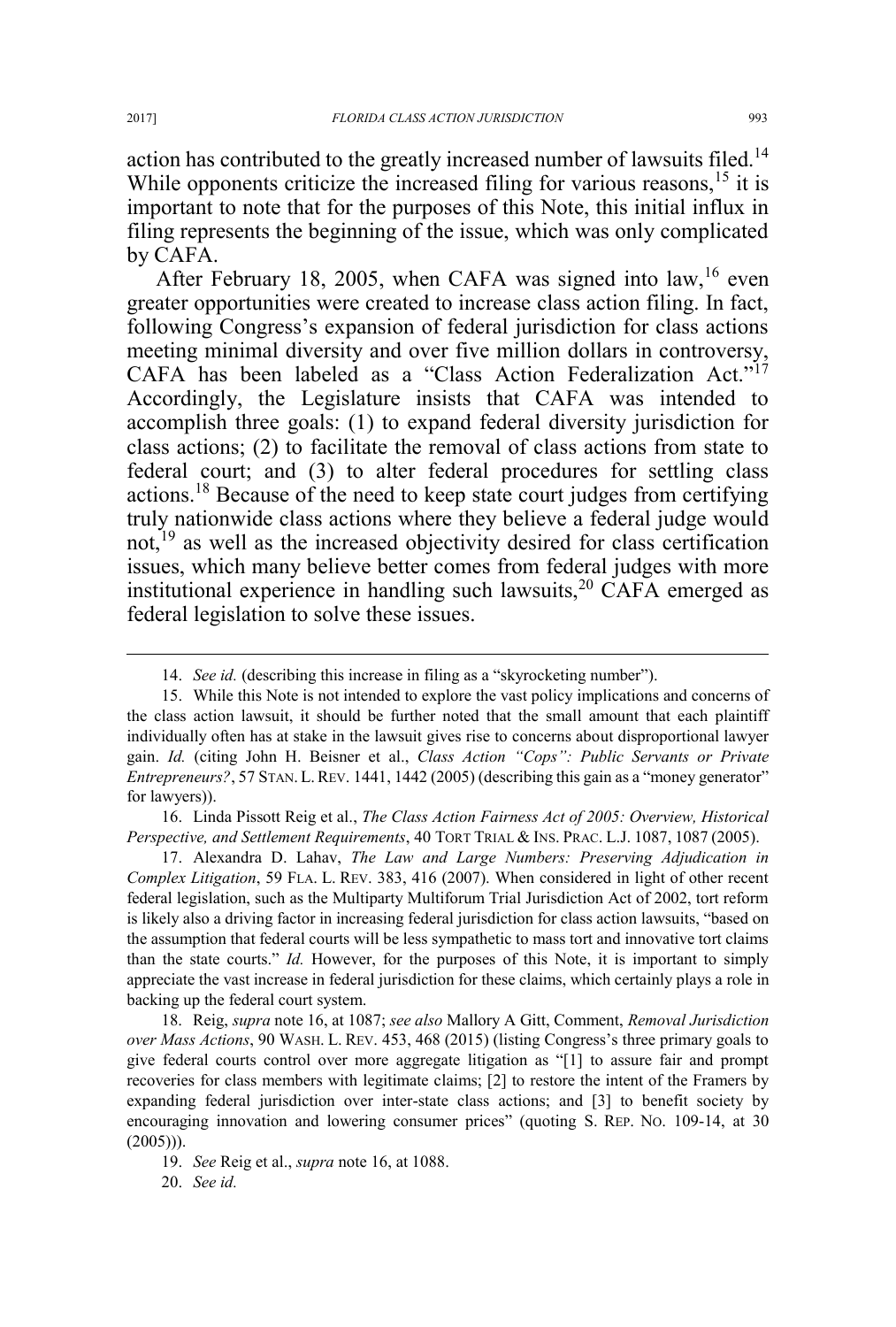action has contributed to the greatly increased number of lawsuits filed.[14] While opponents criticize the increased filing for various reasons,[15] it is important to note that for the purposes of this Note, this initial influx in filing represents the beginning of the issue, which was only complicated by CAFA.

After February 18, 2005, when CAFA was signed into law,[16] even greater opportunities were created to increase class action filing. In fact, following Congress's expansion of federal jurisdiction for class actions meeting minimal diversity and over five million dollars in controversy, CAFA has been labeled as a "Class Action Federalization Act."[17] Accordingly, the Legislature insists that CAFA was intended to accomplish three goals: (1) to expand federal diversity jurisdiction for class actions; (2) to facilitate the removal of class actions from state to federal court; and (3) to alter federal procedures for settling class actions.[18] Because of the need to keep state court judges from certifying truly nationwide class actions where they believe a federal judge would not,[19] as well as the increased objectivity desired for class certification issues, which many believe better comes from federal judges with more institutional experience in handling such lawsuits,[20] CAFA emerged as federal legislation to solve these issues.

---

14. *See id.* (describing this increase in filing as a "skyrocketing number").

15. While this Note is not intended to explore the vast policy implications and concerns of the class action lawsuit, it should be further noted that the small amount that each plaintiff individually often has at stake in the lawsuit gives rise to concerns about disproportional lawyer gain. *Id.* (citing John H. Beisner et al., *Class Action "Cops": Public Servants or Private Entrepreneurs?*, 57 STAN. L. REV. 1441, 1442 (2005) (describing this gain as a "money generator" for lawyers)).

16. Linda Pissott Reig et al., *The Class Action Fairness Act of 2005: Overview, Historical Perspective, and Settlement Requirements*, 40 TORT TRIAL & INS. PRAC. L.J. 1087, 1087 (2005).

17. Alexandra D. Lahav, *The Law and Large Numbers: Preserving Adjudication in Complex Litigation*, 59 FLA. L. REV. 383, 416 (2007). When considered in light of other recent federal legislation, such as the Multiparty Multiforum Trial Jurisdiction Act of 2002, tort reform is likely also a driving factor in increasing federal jurisdiction for class action lawsuits, "based on the assumption that federal courts will be less sympathetic to mass tort and innovative tort claims than the state courts." *Id.* However, for the purposes of this Note, it is important to simply appreciate the vast increase in federal jurisdiction for these claims, which certainly plays a role in backing up the federal court system.

18. Reig, *supra* note 16, at 1087; *see also* Mallory A Gitt, Comment, *Removal Jurisdiction over Mass Actions*, 90 WASH. L. REV. 453, 468 (2015) (listing Congress's three primary goals to give federal courts control over more aggregate litigation as "[1] to assure fair and prompt recoveries for class members with legitimate claims; [2] to restore the intent of the Framers by expanding federal jurisdiction over inter-state class actions; and [3] to benefit society by encouraging innovation and lowering consumer prices" (quoting S. REP. NO. 109-14, at 30 (2005))).

19. *See* Reig et al., *supra* note 16, at 1088.

20. *See id.*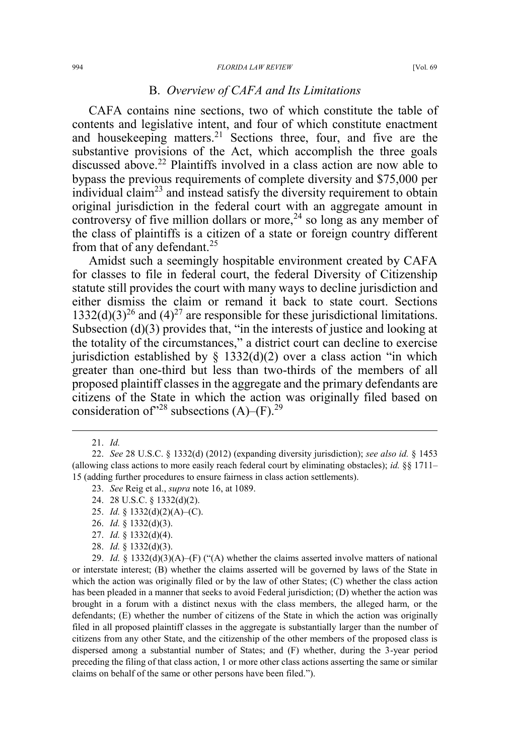## B. *Overview of CAFA and Its Limitations*

CAFA contains nine sections, two of which constitute the table of contents and legislative intent, and four of which constitute enactment and housekeeping matters.[21] Sections three, four, and five are the substantive provisions of the Act, which accomplish the three goals discussed above.[22] Plaintiffs involved in a class action are now able to bypass the previous requirements of complete diversity and $75,000 per individual claim[23] and instead satisfy the diversity requirement to obtain original jurisdiction in the federal court with an aggregate amount in controversy of five million dollars or more,[24] so long as any member of the class of plaintiffs is a citizen of a state or foreign country different from that of any defendant.[25]

Amidst such a seemingly hospitable environment created by CAFA for classes to file in federal court, the federal Diversity of Citizenship statute still provides the court with many ways to decline jurisdiction and either dismiss the claim or remand it back to state court. Sections 1332(d)(3)[26] and (4)[27] are responsible for these jurisdictional limitations. Subsection (d)(3) provides that, "in the interests of justice and looking at the totality of the circumstances," a district court can decline to exercise jurisdiction established by § 1332(d)(2) over a class action "in which greater than one-third but less than two-thirds of the members of all proposed plaintiff classes in the aggregate and the primary defendants are citizens of the State in which the action was originally filed based on consideration of"[28] subsections (A)–(F).[29]

---

21. *Id.*

22. *See* 28 U.S.C. § 1332(d) (2012) (expanding diversity jurisdiction); *see also id.* § 1453 (allowing class actions to more easily reach federal court by eliminating obstacles); *id.* §§ 1711–15 (adding further procedures to ensure fairness in class action settlements).

23. *See* Reig et al., *supra* note 16, at 1089.

24. 28 U.S.C. § 1332(d)(2).

25. *Id.* § 1332(d)(2)(A)–(C).

26. *Id.* § 1332(d)(3).

27. *Id.* § 1332(d)(4).

28. *Id.* § 1332(d)(3).

29. *Id.* § 1332(d)(3)(A)–(F) ("(A) whether the claims asserted involve matters of national or interstate interest; (B) whether the claims asserted will be governed by laws of the State in which the action was originally filed or by the law of other States; (C) whether the class action has been pleaded in a manner that seeks to avoid Federal jurisdiction; (D) whether the action was brought in a forum with a distinct nexus with the class members, the alleged harm, or the defendants; (E) whether the number of citizens of the State in which the action was originally filed in all proposed plaintiff classes in the aggregate is substantially larger than the number of citizens from any other State, and the citizenship of the other members of the proposed class is dispersed among a substantial number of States; and (F) whether, during the 3-year period preceding the filing of that class action, 1 or more other class actions asserting the same or similar claims on behalf of the same or other persons have been filed.").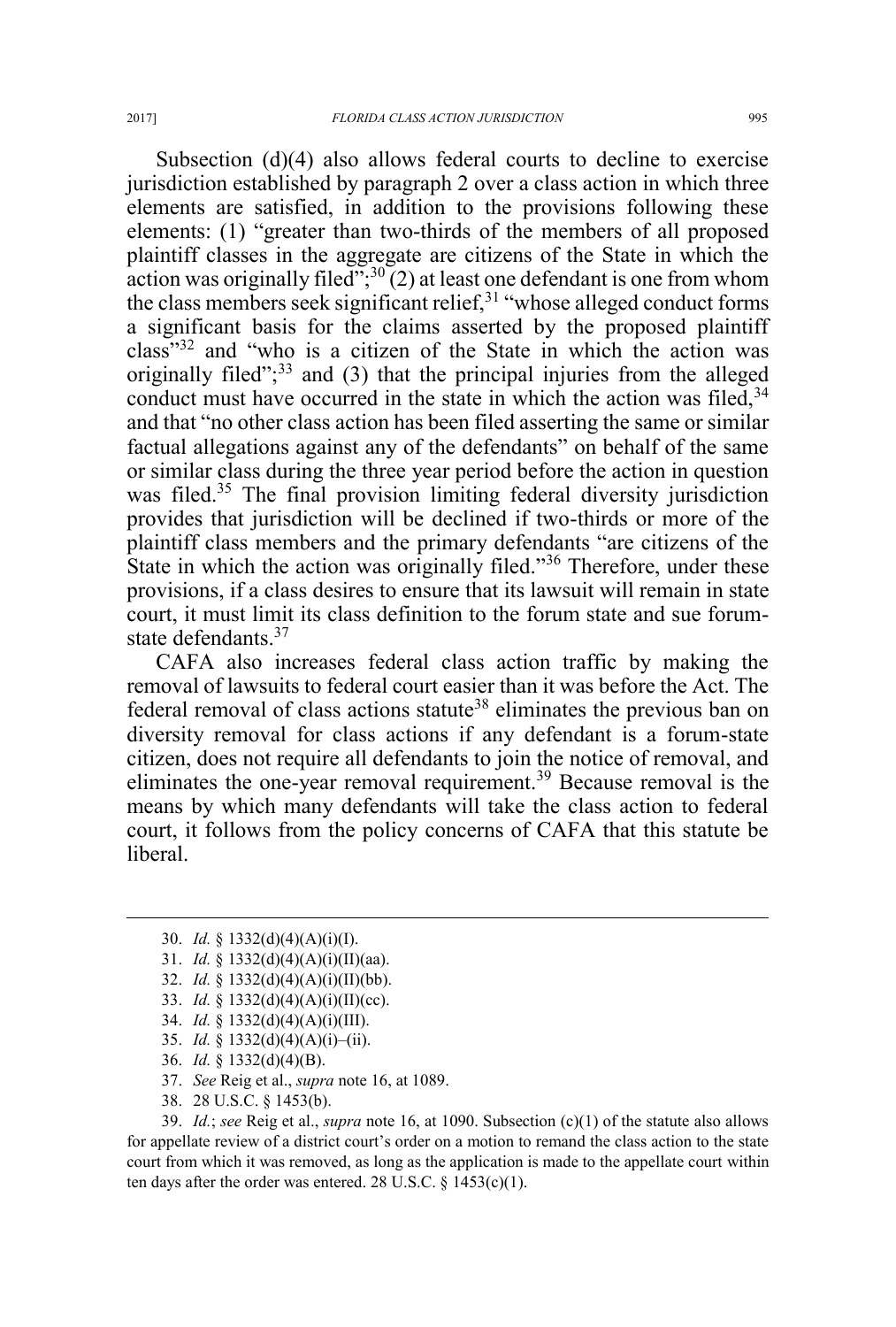Subsection (d)(4) also allows federal courts to decline to exercise jurisdiction established by paragraph 2 over a class action in which three elements are satisfied, in addition to the provisions following these elements: (1) "greater than two-thirds of the members of all proposed plaintiff classes in the aggregate are citizens of the State in which the action was originally filed";[30] (2) at least one defendant is one from whom the class members seek significant relief,[31] "whose alleged conduct forms a significant basis for the claims asserted by the proposed plaintiff class"[32] and "who is a citizen of the State in which the action was originally filed";[33] and (3) that the principal injuries from the alleged conduct must have occurred in the state in which the action was filed,[34] and that "no other class action has been filed asserting the same or similar factual allegations against any of the defendants" on behalf of the same or similar class during the three year period before the action in question was filed.[35] The final provision limiting federal diversity jurisdiction provides that jurisdiction will be declined if two-thirds or more of the plaintiff class members and the primary defendants "are citizens of the State in which the action was originally filed."[36] Therefore, under these provisions, if a class desires to ensure that its lawsuit will remain in state court, it must limit its class definition to the forum state and sue forum-state defendants.[37]

CAFA also increases federal class action traffic by making the removal of lawsuits to federal court easier than it was before the Act. The federal removal of class actions statute[38] eliminates the previous ban on diversity removal for class actions if any defendant is a forum-state citizen, does not require all defendants to join the notice of removal, and eliminates the one-year removal requirement.[39] Because removal is the means by which many defendants will take the class action to federal court, it follows from the policy concerns of CAFA that this statute be liberal.

---

30. *Id.* § 1332(d)(4)(A)(i)(I).
31. *Id.* § 1332(d)(4)(A)(i)(II)(aa).
32. *Id.* § 1332(d)(4)(A)(i)(II)(bb).
33. *Id.* § 1332(d)(4)(A)(i)(II)(cc).
34. *Id.* § 1332(d)(4)(A)(i)(III).
35. *Id.* § 1332(d)(4)(A)(i)–(ii).
36. *Id.* § 1332(d)(4)(B).
37. *See* Reig et al., *supra* note 16, at 1089.
38. 28 U.S.C. § 1453(b).
39. *Id.*; *see* Reig et al., *supra* note 16, at 1090. Subsection (c)(1) of the statute also allows for appellate review of a district court's order on a motion to remand the class action to the state court from which it was removed, as long as the application is made to the appellate court within ten days after the order was entered. 28 U.S.C. § 1453(c)(1).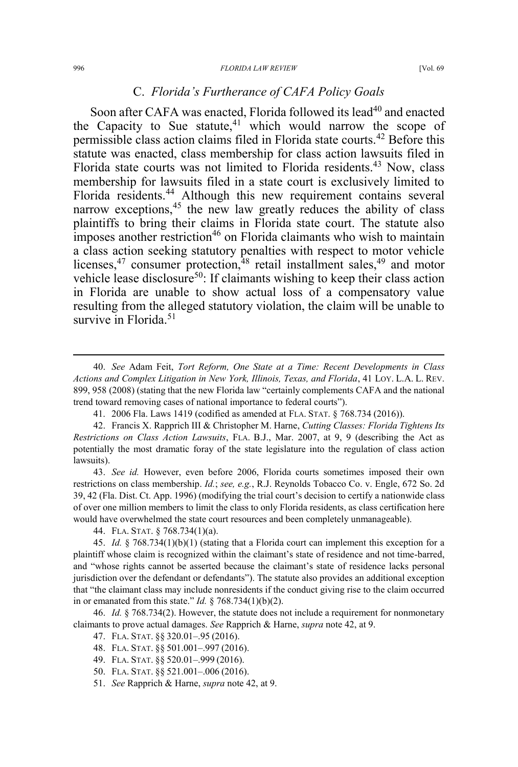### C. *Florida's Furtherance of CAFA Policy Goals*

Soon after CAFA was enacted, Florida followed its lead[40] and enacted the Capacity to Sue statute,[41] which would narrow the scope of permissible class action claims filed in Florida state courts.[42] Before this statute was enacted, class membership for class action lawsuits filed in Florida state courts was not limited to Florida residents.[43] Now, class membership for lawsuits filed in a state court is exclusively limited to Florida residents.[44] Although this new requirement contains several narrow exceptions,[45] the new law greatly reduces the ability of class plaintiffs to bring their claims in Florida state court. The statute also imposes another restriction[46] on Florida claimants who wish to maintain a class action seeking statutory penalties with respect to motor vehicle licenses,[47] consumer protection,[48] retail installment sales,[49] and motor vehicle lease disclosure[50]: If claimants wishing to keep their class action in Florida are unable to show actual loss of a compensatory value resulting from the alleged statutory violation, the claim will be unable to survive in Florida.[51]

---

40. *See* Adam Feit, *Tort Reform, One State at a Time: Recent Developments in Class Actions and Complex Litigation in New York, Illinois, Texas, and Florida*, 41 LOY. L.A. L. REV. 899, 958 (2008) (stating that the new Florida law "certainly complements CAFA and the national trend toward removing cases of national importance to federal courts").

41. 2006 Fla. Laws 1419 (codified as amended at FLA. STAT. § 768.734 (2016)).

42. Francis X. Rapprich III & Christopher M. Harne, *Cutting Classes: Florida Tightens Its Restrictions on Class Action Lawsuits*, FLA. B.J., Mar. 2007, at 9, 9 (describing the Act as potentially the most dramatic foray of the state legislature into the regulation of class action lawsuits).

43. *See id.* However, even before 2006, Florida courts sometimes imposed their own restrictions on class membership. *Id.*; *see, e.g.*, R.J. Reynolds Tobacco Co. v. Engle, 672 So. 2d 39, 42 (Fla. Dist. Ct. App. 1996) (modifying the trial court's decision to certify a nationwide class of over one million members to limit the class to only Florida residents, as class certification here would have overwhelmed the state court resources and been completely unmanageable).

44. FLA. STAT. § 768.734(1)(a).

45. *Id.* § 768.734(1)(b)(1) (stating that a Florida court can implement this exception for a plaintiff whose claim is recognized within the claimant's state of residence and not time-barred, and "whose rights cannot be asserted because the claimant's state of residence lacks personal jurisdiction over the defendant or defendants"). The statute also provides an additional exception that "the claimant class may include nonresidents if the conduct giving rise to the claim occurred in or emanated from this state." *Id.* § 768.734(1)(b)(2).

46. *Id.* § 768.734(2). However, the statute does not include a requirement for nonmonetary claimants to prove actual damages. *See* Rapprich & Harne, *supra* note 42, at 9.

47. FLA. STAT. §§ 320.01–.95 (2016).

48. FLA. STAT. §§ 501.001–.997 (2016).

49. FLA. STAT. §§ 520.01–.999 (2016).

50. FLA. STAT. §§ 521.001–.006 (2016).

51. *See* Rapprich & Harne, *supra* note 42, at 9.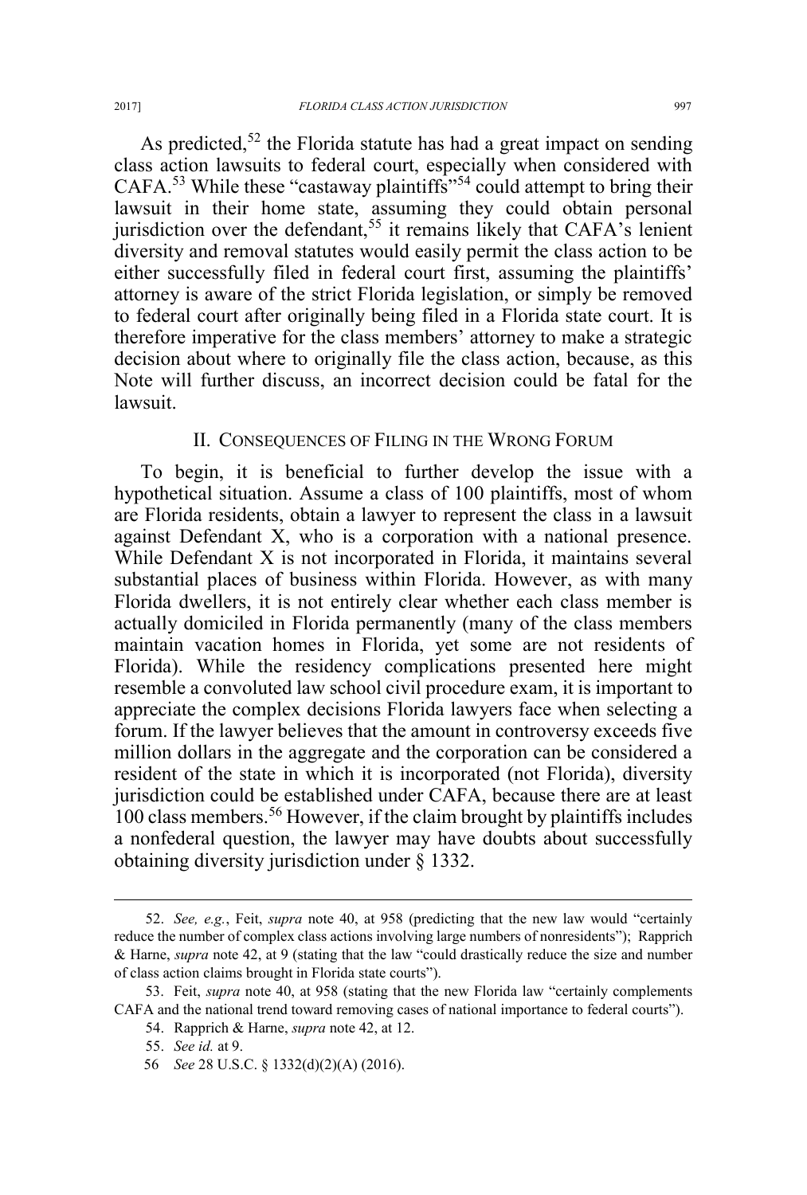As predicted,[52] the Florida statute has had a great impact on sending class action lawsuits to federal court, especially when considered with CAFA.[53] While these "castaway plaintiffs"[54] could attempt to bring their lawsuit in their home state, assuming they could obtain personal jurisdiction over the defendant,[55] it remains likely that CAFA's lenient diversity and removal statutes would easily permit the class action to be either successfully filed in federal court first, assuming the plaintiffs' attorney is aware of the strict Florida legislation, or simply be removed to federal court after originally being filed in a Florida state court. It is therefore imperative for the class members' attorney to make a strategic decision about where to originally file the class action, because, as this Note will further discuss, an incorrect decision could be fatal for the lawsuit.

## II. CONSEQUENCES OF FILING IN THE WRONG FORUM

To begin, it is beneficial to further develop the issue with a hypothetical situation. Assume a class of 100 plaintiffs, most of whom are Florida residents, obtain a lawyer to represent the class in a lawsuit against Defendant X, who is a corporation with a national presence. While Defendant X is not incorporated in Florida, it maintains several substantial places of business within Florida. However, as with many Florida dwellers, it is not entirely clear whether each class member is actually domiciled in Florida permanently (many of the class members maintain vacation homes in Florida, yet some are not residents of Florida). While the residency complications presented here might resemble a convoluted law school civil procedure exam, it is important to appreciate the complex decisions Florida lawyers face when selecting a forum. If the lawyer believes that the amount in controversy exceeds five million dollars in the aggregate and the corporation can be considered a resident of the state in which it is incorporated (not Florida), diversity jurisdiction could be established under CAFA, because there are at least 100 class members.[56] However, if the claim brought by plaintiffs includes a nonfederal question, the lawyer may have doubts about successfully obtaining diversity jurisdiction under § 1332.

---

52. *See, e.g.*, Feit, *supra* note 40, at 958 (predicting that the new law would "certainly reduce the number of complex class actions involving large numbers of nonresidents"); Rapprich & Harne, *supra* note 42, at 9 (stating that the law "could drastically reduce the size and number of class action claims brought in Florida state courts").

53. Feit, *supra* note 40, at 958 (stating that the new Florida law "certainly complements CAFA and the national trend toward removing cases of national importance to federal courts").

54. Rapprich & Harne, *supra* note 42, at 12.

55. *See id.* at 9.

56 *See* 28 U.S.C. § 1332(d)(2)(A) (2016).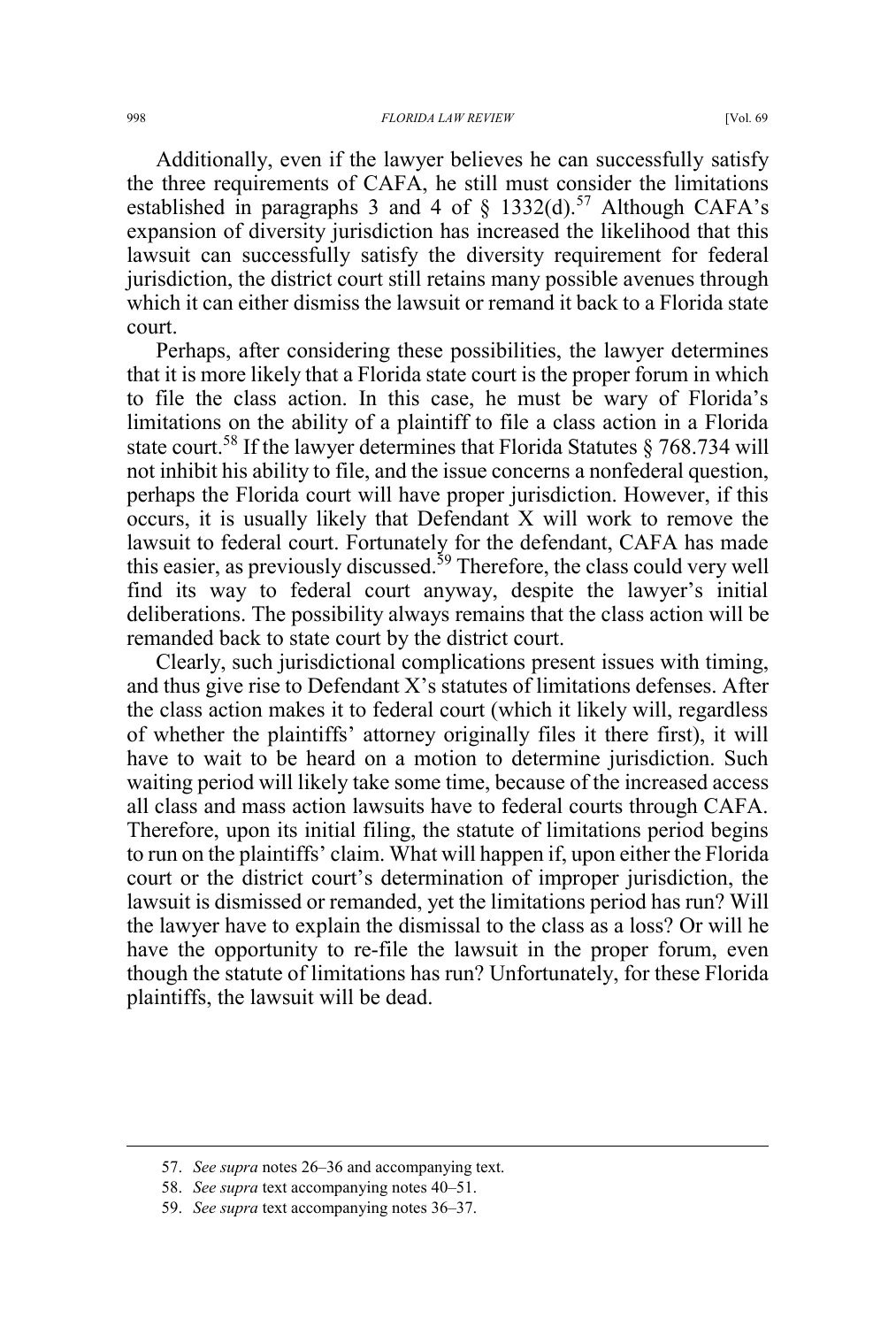Additionally, even if the lawyer believes he can successfully satisfy the three requirements of CAFA, he still must consider the limitations established in paragraphs 3 and 4 of § 1332(d).[57] Although CAFA's expansion of diversity jurisdiction has increased the likelihood that this lawsuit can successfully satisfy the diversity requirement for federal jurisdiction, the district court still retains many possible avenues through which it can either dismiss the lawsuit or remand it back to a Florida state court.

Perhaps, after considering these possibilities, the lawyer determines that it is more likely that a Florida state court is the proper forum in which to file the class action. In this case, he must be wary of Florida's limitations on the ability of a plaintiff to file a class action in a Florida state court.[58] If the lawyer determines that Florida Statutes § 768.734 will not inhibit his ability to file, and the issue concerns a nonfederal question, perhaps the Florida court will have proper jurisdiction. However, if this occurs, it is usually likely that Defendant X will work to remove the lawsuit to federal court. Fortunately for the defendant, CAFA has made this easier, as previously discussed.[59] Therefore, the class could very well find its way to federal court anyway, despite the lawyer's initial deliberations. The possibility always remains that the class action will be remanded back to state court by the district court.

Clearly, such jurisdictional complications present issues with timing, and thus give rise to Defendant X's statutes of limitations defenses. After the class action makes it to federal court (which it likely will, regardless of whether the plaintiffs' attorney originally files it there first), it will have to wait to be heard on a motion to determine jurisdiction. Such waiting period will likely take some time, because of the increased access all class and mass action lawsuits have to federal courts through CAFA. Therefore, upon its initial filing, the statute of limitations period begins to run on the plaintiffs' claim. What will happen if, upon either the Florida court or the district court's determination of improper jurisdiction, the lawsuit is dismissed or remanded, yet the limitations period has run? Will the lawyer have to explain the dismissal to the class as a loss? Or will he have the opportunity to re-file the lawsuit in the proper forum, even though the statute of limitations has run? Unfortunately, for these Florida plaintiffs, the lawsuit will be dead.

---

57. *See supra* notes 26–36 and accompanying text.

58. *See supra* text accompanying notes 40–51.

59. *See supra* text accompanying notes 36–37.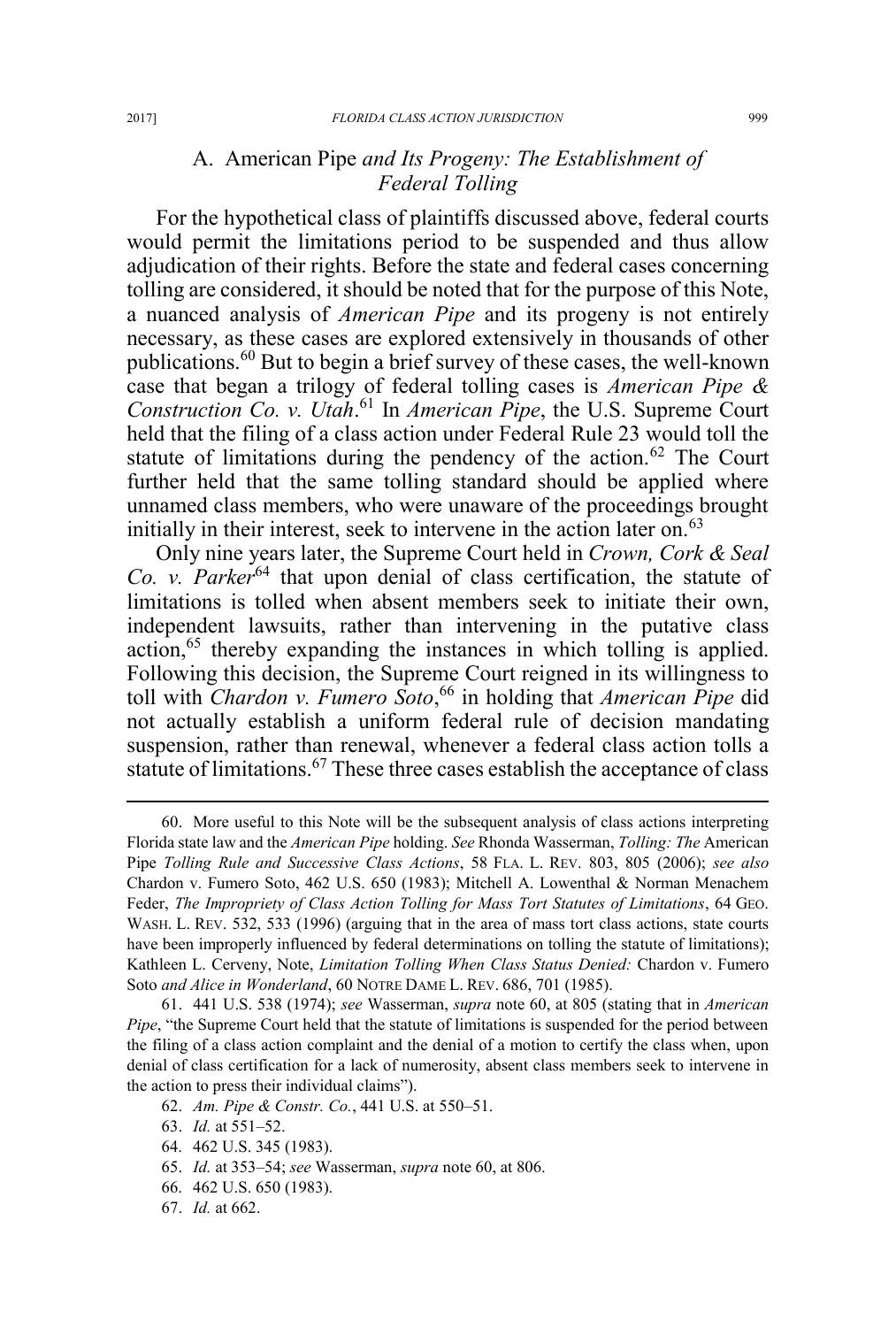## A. *American Pipe and Its Progeny: The Establishment of Federal Tolling*

For the hypothetical class of plaintiffs discussed above, federal courts would permit the limitations period to be suspended and thus allow adjudication of their rights. Before the state and federal cases concerning tolling are considered, it should be noted that for the purpose of this Note, a nuanced analysis of *American Pipe* and its progeny is not entirely necessary, as these cases are explored extensively in thousands of other publications.[60] But to begin a brief survey of these cases, the well-known case that began a trilogy of federal tolling cases is *American Pipe & Construction Co. v. Utah*.[61] In *American Pipe*, the U.S. Supreme Court held that the filing of a class action under Federal Rule 23 would toll the statute of limitations during the pendency of the action.[62] The Court further held that the same tolling standard should be applied where unnamed class members, who were unaware of the proceedings brought initially in their interest, seek to intervene in the action later on.[63]

Only nine years later, the Supreme Court held in *Crown, Cork & Seal Co. v. Parker*[64] that upon denial of class certification, the statute of limitations is tolled when absent members seek to initiate their own, independent lawsuits, rather than intervening in the putative class action,[65] thereby expanding the instances in which tolling is applied. Following this decision, the Supreme Court reigned in its willingness to toll with *Chardon v. Fumero Soto*,[66] in holding that *American Pipe* did not actually establish a uniform federal rule of decision mandating suspension, rather than renewal, whenever a federal class action tolls a statute of limitations.[67] These three cases establish the acceptance of class

---

60. More useful to this Note will be the subsequent analysis of class actions interpreting Florida state law and the *American Pipe* holding. *See* Rhonda Wasserman, *Tolling: The* American Pipe *Tolling Rule and Successive Class Actions*, 58 FLA. L. REV. 803, 805 (2006); *see also* Chardon v. Fumero Soto, 462 U.S. 650 (1983); Mitchell A. Lowenthal & Norman Menachem Feder, *The Impropriety of Class Action Tolling for Mass Tort Statutes of Limitations*, 64 GEO. WASH. L. REV. 532, 533 (1996) (arguing that in the area of mass tort class actions, state courts have been improperly influenced by federal determinations on tolling the statute of limitations); Kathleen L. Cerveny, Note, *Limitation Tolling When Class Status Denied:* Chardon v. Fumero Soto *and Alice in Wonderland*, 60 NOTRE DAME L. REV. 686, 701 (1985).

61. 441 U.S. 538 (1974); *see* Wasserman, *supra* note 60, at 805 (stating that in *American Pipe*, "the Supreme Court held that the statute of limitations is suspended for the period between the filing of a class action complaint and the denial of a motion to certify the class when, upon denial of class certification for a lack of numerosity, absent class members seek to intervene in the action to press their individual claims").

62. *Am. Pipe & Constr. Co.*, 441 U.S. at 550–51.

63. *Id.* at 551–52.

64. 462 U.S. 345 (1983).

65. *Id.* at 353–54; *see* Wasserman, *supra* note 60, at 806.

66. 462 U.S. 650 (1983).

67. *Id.* at 662.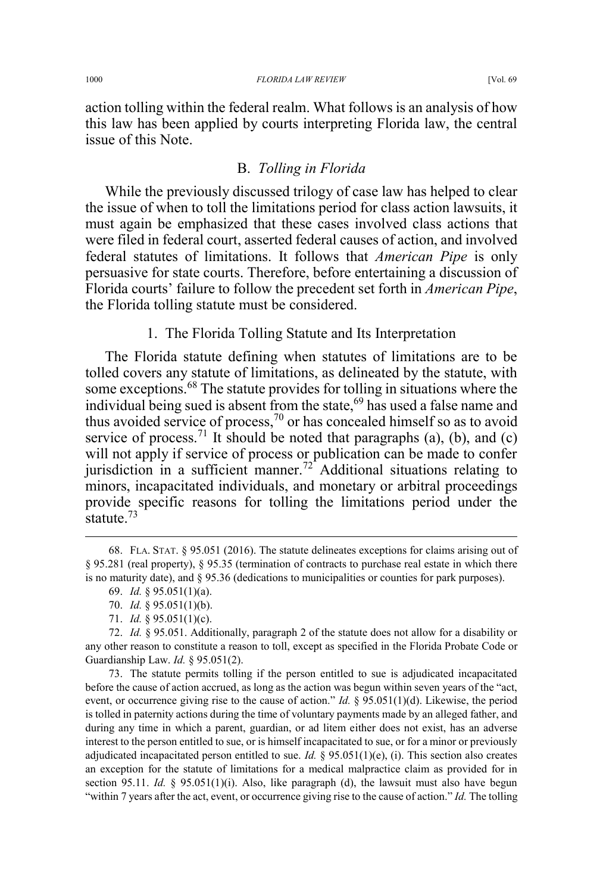action tolling within the federal realm. What follows is an analysis of how this law has been applied by courts interpreting Florida law, the central issue of this Note.

### B. *Tolling in Florida*

While the previously discussed trilogy of case law has helped to clear the issue of when to toll the limitations period for class action lawsuits, it must again be emphasized that these cases involved class actions that were filed in federal court, asserted federal causes of action, and involved federal statutes of limitations. It follows that *American Pipe* is only persuasive for state courts. Therefore, before entertaining a discussion of Florida courts' failure to follow the precedent set forth in *American Pipe*, the Florida tolling statute must be considered.

#### 1. The Florida Tolling Statute and Its Interpretation

The Florida statute defining when statutes of limitations are to be tolled covers any statute of limitations, as delineated by the statute, with some exceptions.[68] The statute provides for tolling in situations where the individual being sued is absent from the state,[69] has used a false name and thus avoided service of process,[70] or has concealed himself so as to avoid service of process.[71] It should be noted that paragraphs (a), (b), and (c) will not apply if service of process or publication can be made to confer jurisdiction in a sufficient manner.[72] Additional situations relating to minors, incapacitated individuals, and monetary or arbitral proceedings provide specific reasons for tolling the limitations period under the statute.[73]

---

68. FLA. STAT. § 95.051 (2016). The statute delineates exceptions for claims arising out of § 95.281 (real property), § 95.35 (termination of contracts to purchase real estate in which there is no maturity date), and § 95.36 (dedications to municipalities or counties for park purposes).

69. *Id.* § 95.051(1)(a).

70. *Id.* § 95.051(1)(b).

71. *Id.* § 95.051(1)(c).

72. *Id.* § 95.051. Additionally, paragraph 2 of the statute does not allow for a disability or any other reason to constitute a reason to toll, except as specified in the Florida Probate Code or Guardianship Law. *Id.* § 95.051(2).

73. The statute permits tolling if the person entitled to sue is adjudicated incapacitated before the cause of action accrued, as long as the action was begun within seven years of the "act, event, or occurrence giving rise to the cause of action." *Id.* § 95.051(1)(d). Likewise, the period is tolled in paternity actions during the time of voluntary payments made by an alleged father, and during any time in which a parent, guardian, or ad litem either does not exist, has an adverse interest to the person entitled to sue, or is himself incapacitated to sue, or for a minor or previously adjudicated incapacitated person entitled to sue. *Id.* § 95.051(1)(e), (i). This section also creates an exception for the statute of limitations for a medical malpractice claim as provided for in section 95.11. *Id.* § 95.051(1)(i). Also, like paragraph (d), the lawsuit must also have begun "within 7 years after the act, event, or occurrence giving rise to the cause of action." *Id.* The tolling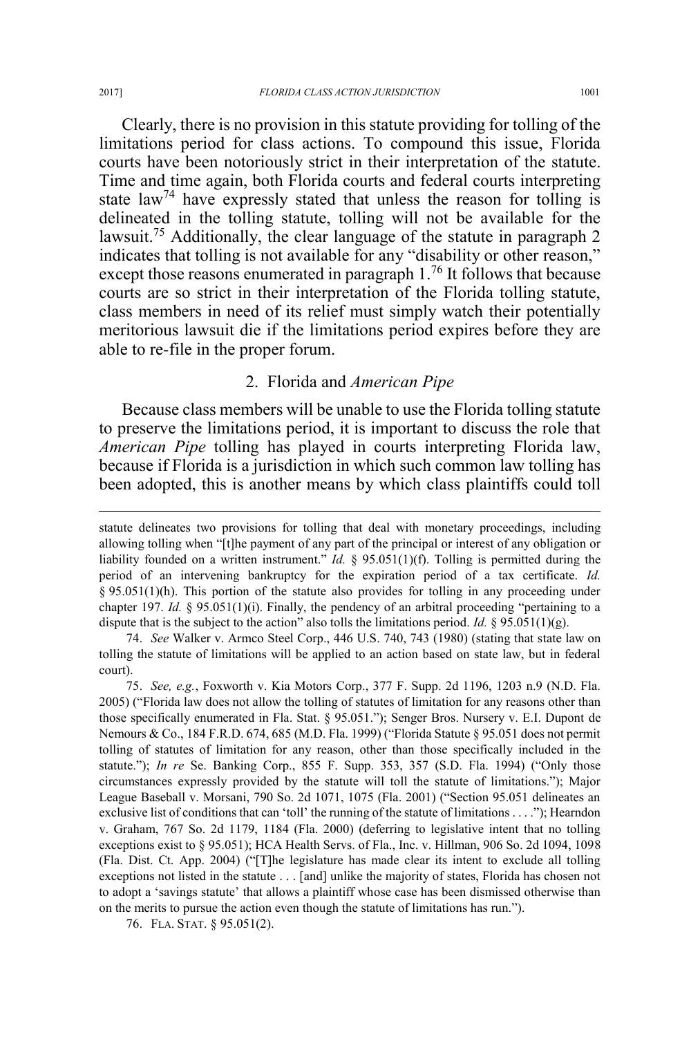Clearly, there is no provision in this statute providing for tolling of the limitations period for class actions. To compound this issue, Florida courts have been notoriously strict in their interpretation of the statute. Time and time again, both Florida courts and federal courts interpreting state law[74] have expressly stated that unless the reason for tolling is delineated in the tolling statute, tolling will not be available for the lawsuit.[75] Additionally, the clear language of the statute in paragraph 2 indicates that tolling is not available for any "disability or other reason," except those reasons enumerated in paragraph 1.[76] It follows that because courts are so strict in their interpretation of the Florida tolling statute, class members in need of its relief must simply watch their potentially meritorious lawsuit die if the limitations period expires before they are able to re-file in the proper forum.

### 2. Florida and *American Pipe*

Because class members will be unable to use the Florida tolling statute to preserve the limitations period, it is important to discuss the role that *American Pipe* tolling has played in courts interpreting Florida law, because if Florida is a jurisdiction in which such common law tolling has been adopted, this is another means by which class plaintiffs could toll

---

statute delineates two provisions for tolling that deal with monetary proceedings, including allowing tolling when "[t]he payment of any part of the principal or interest of any obligation or liability founded on a written instrument." *Id.* § 95.051(1)(f). Tolling is permitted during the period of an intervening bankruptcy for the expiration period of a tax certificate. *Id.* § 95.051(1)(h). This portion of the statute also provides for tolling in any proceeding under chapter 197. *Id.* § 95.051(1)(i). Finally, the pendency of an arbitral proceeding "pertaining to a dispute that is the subject to the action" also tolls the limitations period. *Id.* § 95.051(1)(g).

74. *See* Walker v. Armco Steel Corp., 446 U.S. 740, 743 (1980) (stating that state law on tolling the statute of limitations will be applied to an action based on state law, but in federal court).

75. *See, e.g.*, Foxworth v. Kia Motors Corp., 377 F. Supp. 2d 1196, 1203 n.9 (N.D. Fla. 2005) ("Florida law does not allow the tolling of statutes of limitation for any reasons other than those specifically enumerated in Fla. Stat. § 95.051."); Senger Bros. Nursery v. E.I. Dupont de Nemours & Co., 184 F.R.D. 674, 685 (M.D. Fla. 1999) ("Florida Statute § 95.051 does not permit tolling of statutes of limitation for any reason, other than those specifically included in the statute."); *In re* Se. Banking Corp., 855 F. Supp. 353, 357 (S.D. Fla. 1994) ("Only those circumstances expressly provided by the statute will toll the statute of limitations."); Major League Baseball v. Morsani, 790 So. 2d 1071, 1075 (Fla. 2001) ("Section 95.051 delineates an exclusive list of conditions that can 'toll' the running of the statute of limitations . . . ."); Hearndon v. Graham, 767 So. 2d 1179, 1184 (Fla. 2000) (deferring to legislative intent that no tolling exceptions exist to § 95.051); HCA Health Servs. of Fla., Inc. v. Hillman, 906 So. 2d 1094, 1098 (Fla. Dist. Ct. App. 2004) ("[T]he legislature has made clear its intent to exclude all tolling exceptions not listed in the statute . . . [and] unlike the majority of states, Florida has chosen not to adopt a 'savings statute' that allows a plaintiff whose case has been dismissed otherwise than on the merits to pursue the action even though the statute of limitations has run.").

76. FLA. STAT. § 95.051(2).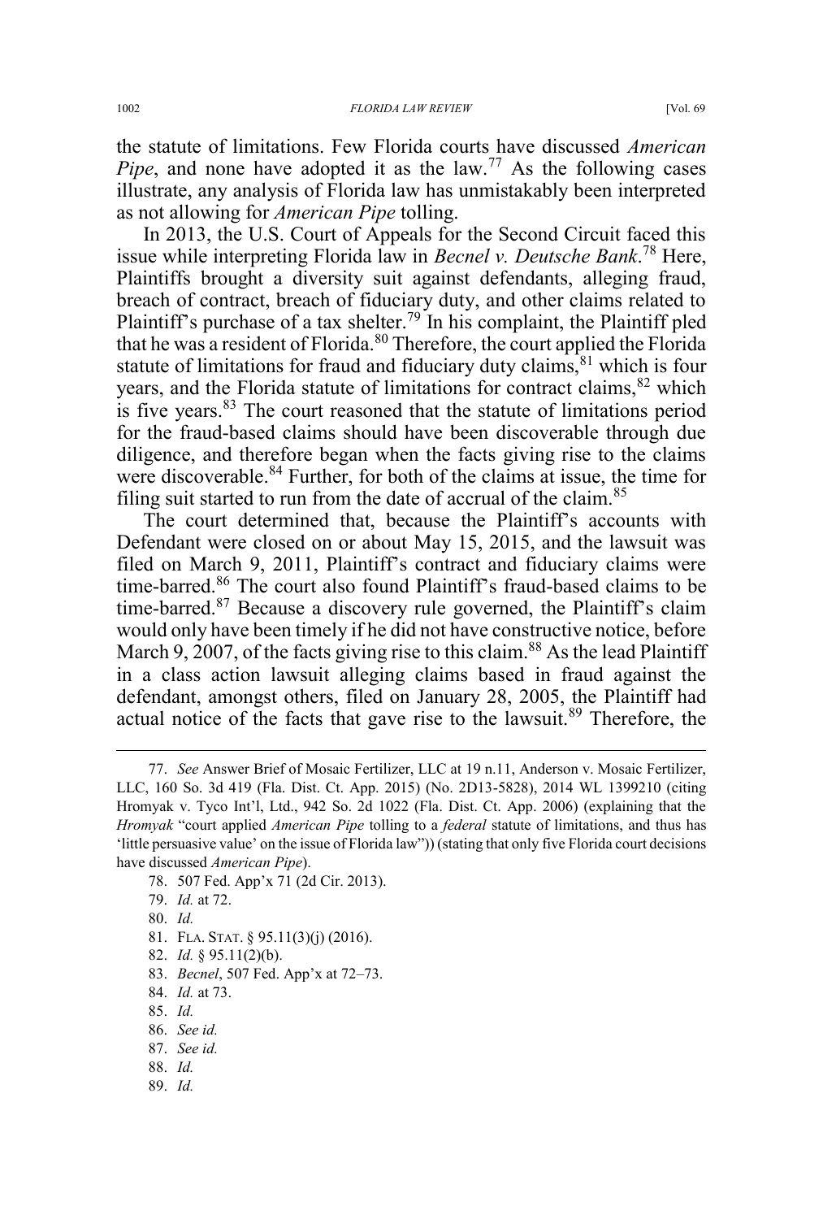the statute of limitations. Few Florida courts have discussed *American Pipe*, and none have adopted it as the law.[77] As the following cases illustrate, any analysis of Florida law has unmistakably been interpreted as not allowing for *American Pipe* tolling.

In 2013, the U.S. Court of Appeals for the Second Circuit faced this issue while interpreting Florida law in *Becnel v. Deutsche Bank*.[78] Here, Plaintiffs brought a diversity suit against defendants, alleging fraud, breach of contract, breach of fiduciary duty, and other claims related to Plaintiff's purchase of a tax shelter.[79] In his complaint, the Plaintiff pled that he was a resident of Florida.[80] Therefore, the court applied the Florida statute of limitations for fraud and fiduciary duty claims,[81] which is four years, and the Florida statute of limitations for contract claims,[82] which is five years.[83] The court reasoned that the statute of limitations period for the fraud-based claims should have been discoverable through due diligence, and therefore began when the facts giving rise to the claims were discoverable.[84] Further, for both of the claims at issue, the time for filing suit started to run from the date of accrual of the claim.[85]

The court determined that, because the Plaintiff's accounts with Defendant were closed on or about May 15, 2015, and the lawsuit was filed on March 9, 2011, Plaintiff's contract and fiduciary claims were time-barred.[86] The court also found Plaintiff's fraud-based claims to be time-barred.[87] Because a discovery rule governed, the Plaintiff's claim would only have been timely if he did not have constructive notice, before March 9, 2007, of the facts giving rise to this claim.[88] As the lead Plaintiff in a class action lawsuit alleging claims based in fraud against the defendant, amongst others, filed on January 28, 2005, the Plaintiff had actual notice of the facts that gave rise to the lawsuit.[89] Therefore, the

---

77. *See* Answer Brief of Mosaic Fertilizer, LLC at 19 n.11, Anderson v. Mosaic Fertilizer, LLC, 160 So. 3d 419 (Fla. Dist. Ct. App. 2015) (No. 2D13-5828), 2014 WL 1399210 (citing Hromyak v. Tyco Int'l, Ltd., 942 So. 2d 1022 (Fla. Dist. Ct. App. 2006) (explaining that the *Hromyak* "court applied *American Pipe* tolling to a *federal* statute of limitations, and thus has 'little persuasive value' on the issue of Florida law")) (stating that only five Florida court decisions have discussed *American Pipe*).

78. 507 Fed. App'x 71 (2d Cir. 2013).

79. *Id.* at 72.

80. *Id.*

81. FLA. STAT. § 95.11(3)(j) (2016).

82. *Id.* § 95.11(2)(b).

83. *Becnel*, 507 Fed. App'x at 72–73.

84. *Id.* at 73.

85. *Id.*

86. *See id.*

87. *See id.*

88. *Id.*

89. *Id.*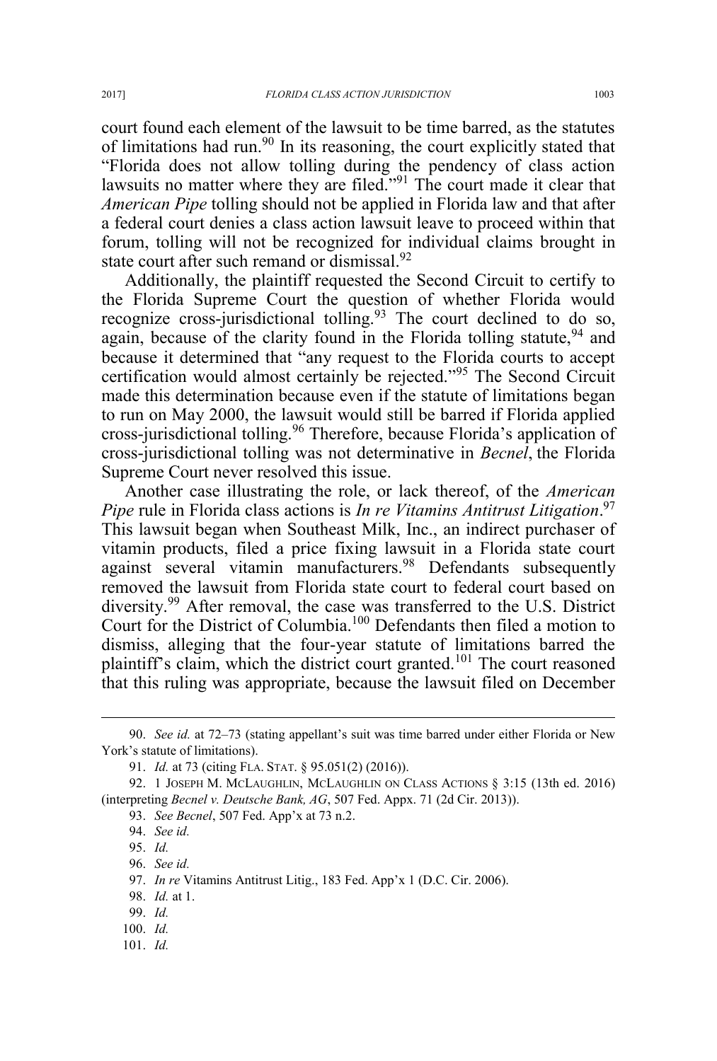court found each element of the lawsuit to be time barred, as the statutes of limitations had run.[90] In its reasoning, the court explicitly stated that "Florida does not allow tolling during the pendency of class action lawsuits no matter where they are filed."[91] The court made it clear that *American Pipe* tolling should not be applied in Florida law and that after a federal court denies a class action lawsuit leave to proceed within that forum, tolling will not be recognized for individual claims brought in state court after such remand or dismissal.[92]

Additionally, the plaintiff requested the Second Circuit to certify to the Florida Supreme Court the question of whether Florida would recognize cross-jurisdictional tolling.[93] The court declined to do so, again, because of the clarity found in the Florida tolling statute,[94] and because it determined that "any request to the Florida courts to accept certification would almost certainly be rejected."[95] The Second Circuit made this determination because even if the statute of limitations began to run on May 2000, the lawsuit would still be barred if Florida applied cross-jurisdictional tolling.[96] Therefore, because Florida's application of cross-jurisdictional tolling was not determinative in *Becnel*, the Florida Supreme Court never resolved this issue.

Another case illustrating the role, or lack thereof, of the *American Pipe* rule in Florida class actions is *In re Vitamins Antitrust Litigation*.[97] This lawsuit began when Southeast Milk, Inc., an indirect purchaser of vitamin products, filed a price fixing lawsuit in a Florida state court against several vitamin manufacturers.[98] Defendants subsequently removed the lawsuit from Florida state court to federal court based on diversity.[99] After removal, the case was transferred to the U.S. District Court for the District of Columbia.[100] Defendants then filed a motion to dismiss, alleging that the four-year statute of limitations barred the plaintiff's claim, which the district court granted.[101] The court reasoned that this ruling was appropriate, because the lawsuit filed on December

---

90. *See id.* at 72–73 (stating appellant's suit was time barred under either Florida or New York's statute of limitations).

91. *Id.* at 73 (citing FLA. STAT. § 95.051(2) (2016)).

92. 1 JOSEPH M. MCLAUGHLIN, MCLAUGHLIN ON CLASS ACTIONS § 3:15 (13th ed. 2016) (interpreting *Becnel v. Deutsche Bank, AG*, 507 Fed. Appx. 71 (2d Cir. 2013)).

93. *See Becnel*, 507 Fed. App'x at 73 n.2.

94. *See id.*

95. *Id.*

96. *See id.*

97. *In re* Vitamins Antitrust Litig., 183 Fed. App'x 1 (D.C. Cir. 2006).

98. *Id.* at 1.

99. *Id.*

100. *Id.*

101. *Id.*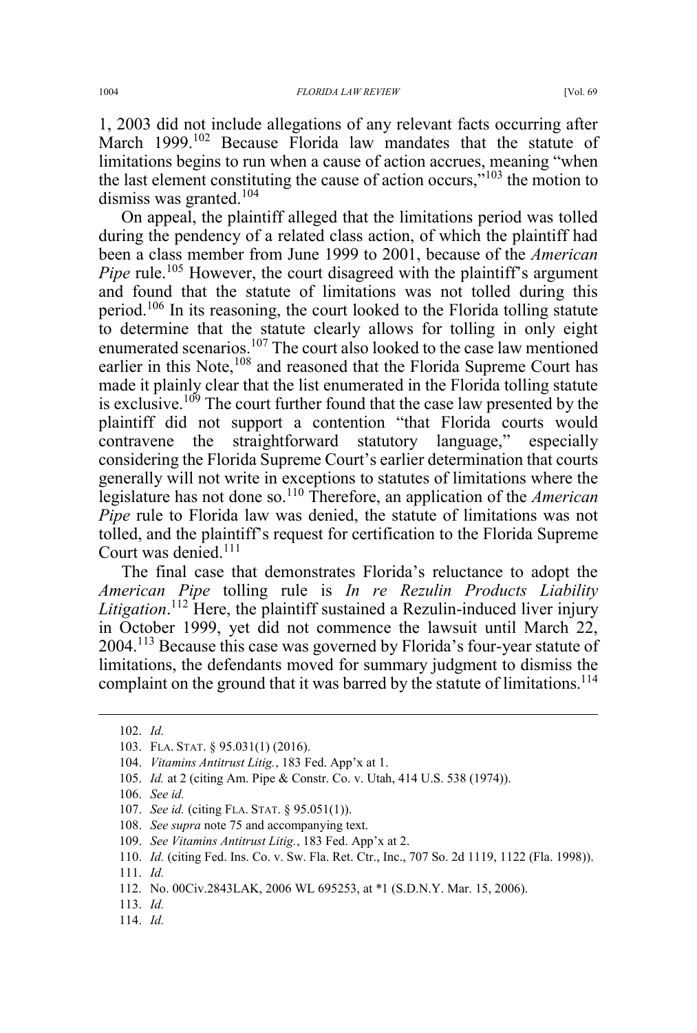1, 2003 did not include allegations of any relevant facts occurring after March 1999.[102] Because Florida law mandates that the statute of limitations begins to run when a cause of action accrues, meaning "when the last element constituting the cause of action occurs,"[103] the motion to dismiss was granted.[104]

On appeal, the plaintiff alleged that the limitations period was tolled during the pendency of a related class action, of which the plaintiff had been a class member from June 1999 to 2001, because of the *American Pipe* rule.[105] However, the court disagreed with the plaintiff's argument and found that the statute of limitations was not tolled during this period.[106] In its reasoning, the court looked to the Florida tolling statute to determine that the statute clearly allows for tolling in only eight enumerated scenarios.[107] The court also looked to the case law mentioned earlier in this Note,[108] and reasoned that the Florida Supreme Court has made it plainly clear that the list enumerated in the Florida tolling statute is exclusive.[109] The court further found that the case law presented by the plaintiff did not support a contention "that Florida courts would contravene the straightforward statutory language," especially considering the Florida Supreme Court's earlier determination that courts generally will not write in exceptions to statutes of limitations where the legislature has not done so.[110] Therefore, an application of the *American Pipe* rule to Florida law was denied, the statute of limitations was not tolled, and the plaintiff's request for certification to the Florida Supreme Court was denied.[111]

The final case that demonstrates Florida's reluctance to adopt the *American Pipe* tolling rule is *In re Rezulin Products Liability Litigation*.[112] Here, the plaintiff sustained a Rezulin-induced liver injury in October 1999, yet did not commence the lawsuit until March 22, 2004.[113] Because this case was governed by Florida's four-year statute of limitations, the defendants moved for summary judgment to dismiss the complaint on the ground that it was barred by the statute of limitations.[114]

---

102. *Id.*

103. FLA. STAT. § 95.031(1) (2016).

104. *Vitamins Antitrust Litig.*, 183 Fed. App'x at 1.

105. *Id.* at 2 (citing Am. Pipe & Constr. Co. v. Utah, 414 U.S. 538 (1974)).

106. *See id.*

107. *See id.* (citing FLA. STAT. § 95.051(1)).

108. *See supra* note 75 and accompanying text.

109. *See Vitamins Antitrust Litig.*, 183 Fed. App'x at 2.

110. *Id.* (citing Fed. Ins. Co. v. Sw. Fla. Ret. Ctr., Inc., 707 So. 2d 1119, 1122 (Fla. 1998)).

111. *Id.*

112. No. 00Civ.2843LAK, 2006 WL 695253, at *1 (S.D.N.Y. Mar. 15, 2006).

113. *Id.*

114. *Id.*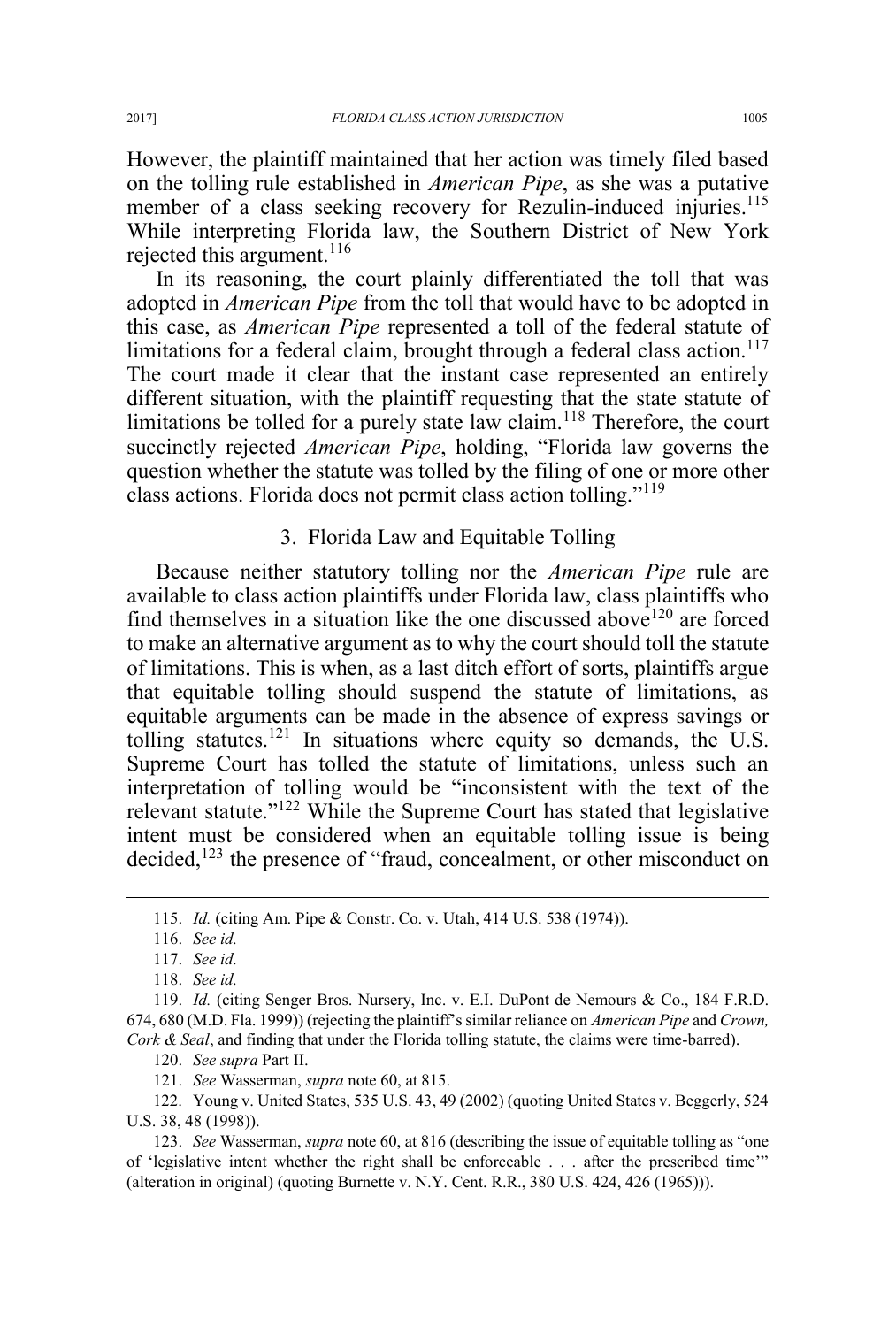However, the plaintiff maintained that her action was timely filed based on the tolling rule established in *American Pipe*, as she was a putative member of a class seeking recovery for Rezulin-induced injuries.[115] While interpreting Florida law, the Southern District of New York rejected this argument.[116]

In its reasoning, the court plainly differentiated the toll that was adopted in *American Pipe* from the toll that would have to be adopted in this case, as *American Pipe* represented a toll of the federal statute of limitations for a federal claim, brought through a federal class action.[117] The court made it clear that the instant case represented an entirely different situation, with the plaintiff requesting that the state statute of limitations be tolled for a purely state law claim.[118] Therefore, the court succinctly rejected *American Pipe*, holding, "Florida law governs the question whether the statute was tolled by the filing of one or more other class actions. Florida does not permit class action tolling."[119]

### 3. Florida Law and Equitable Tolling

Because neither statutory tolling nor the *American Pipe* rule are available to class action plaintiffs under Florida law, class plaintiffs who find themselves in a situation like the one discussed above[120] are forced to make an alternative argument as to why the court should toll the statute of limitations. This is when, as a last ditch effort of sorts, plaintiffs argue that equitable tolling should suspend the statute of limitations, as equitable arguments can be made in the absence of express savings or tolling statutes.[121] In situations where equity so demands, the U.S. Supreme Court has tolled the statute of limitations, unless such an interpretation of tolling would be "inconsistent with the text of the relevant statute."[122] While the Supreme Court has stated that legislative intent must be considered when an equitable tolling issue is being decided,[123] the presence of "fraud, concealment, or other misconduct on

---

115. *Id.* (citing Am. Pipe & Constr. Co. v. Utah, 414 U.S. 538 (1974)).

116. *See id.*

117. *See id.*

118. *See id.*

119. *Id.* (citing Senger Bros. Nursery, Inc. v. E.I. DuPont de Nemours & Co., 184 F.R.D. 674, 680 (M.D. Fla. 1999)) (rejecting the plaintiff's similar reliance on *American Pipe* and *Crown, Cork & Seal*, and finding that under the Florida tolling statute, the claims were time-barred).

120. *See supra* Part II.

121. *See* Wasserman, *supra* note 60, at 815.

122. Young v. United States, 535 U.S. 43, 49 (2002) (quoting United States v. Beggerly, 524 U.S. 38, 48 (1998)).

123. *See* Wasserman, *supra* note 60, at 816 (describing the issue of equitable tolling as "one of 'legislative intent whether the right shall be enforceable . . . after the prescribed time'" (alteration in original) (quoting Burnette v. N.Y. Cent. R.R., 380 U.S. 424, 426 (1965))).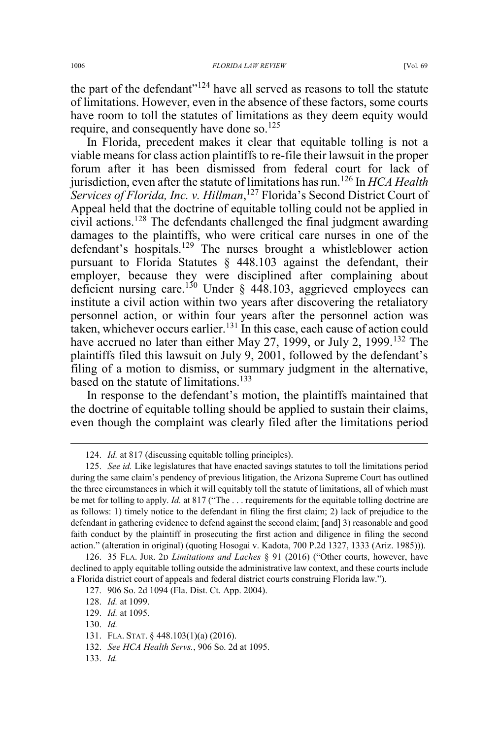the part of the defendant"[124] have all served as reasons to toll the statute of limitations. However, even in the absence of these factors, some courts have room to toll the statutes of limitations as they deem equity would require, and consequently have done so.[125]

In Florida, precedent makes it clear that equitable tolling is not a viable means for class action plaintiffs to re-file their lawsuit in the proper forum after it has been dismissed from federal court for lack of jurisdiction, even after the statute of limitations has run.[126] In *HCA Health Services of Florida, Inc. v. Hillman*,[127] Florida's Second District Court of Appeal held that the doctrine of equitable tolling could not be applied in civil actions.[128] The defendants challenged the final judgment awarding damages to the plaintiffs, who were critical care nurses in one of the defendant's hospitals.[129] The nurses brought a whistleblower action pursuant to Florida Statutes § 448.103 against the defendant, their employer, because they were disciplined after complaining about deficient nursing care.[130] Under § 448.103, aggrieved employees can institute a civil action within two years after discovering the retaliatory personnel action, or within four years after the personnel action was taken, whichever occurs earlier.[131] In this case, each cause of action could have accrued no later than either May 27, 1999, or July 2, 1999.[132] The plaintiffs filed this lawsuit on July 9, 2001, followed by the defendant's filing of a motion to dismiss, or summary judgment in the alternative, based on the statute of limitations.[133]

In response to the defendant's motion, the plaintiffs maintained that the doctrine of equitable tolling should be applied to sustain their claims, even though the complaint was clearly filed after the limitations period

---

124. *Id.* at 817 (discussing equitable tolling principles).

125. *See id.* Like legislatures that have enacted savings statutes to toll the limitations period during the same claim's pendency of previous litigation, the Arizona Supreme Court has outlined the three circumstances in which it will equitably toll the statute of limitations, all of which must be met for tolling to apply. *Id.* at 817 ("The . . . requirements for the equitable tolling doctrine are as follows: 1) timely notice to the defendant in filing the first claim; 2) lack of prejudice to the defendant in gathering evidence to defend against the second claim; [and] 3) reasonable and good faith conduct by the plaintiff in prosecuting the first action and diligence in filing the second action." (alteration in original) (quoting Hosogai v. Kadota, 700 P.2d 1327, 1333 (Ariz. 1985))).

126. 35 FLA. JUR. 2D *Limitations and Laches* § 91 (2016) ("Other courts, however, have declined to apply equitable tolling outside the administrative law context, and these courts include a Florida district court of appeals and federal district courts construing Florida law.").

127. 906 So. 2d 1094 (Fla. Dist. Ct. App. 2004).

128. *Id.* at 1099.

129. *Id.* at 1095.

130. *Id.*

131. FLA. STAT. § 448.103(1)(a) (2016).

132. *See HCA Health Servs.*, 906 So. 2d at 1095.

133. *Id.*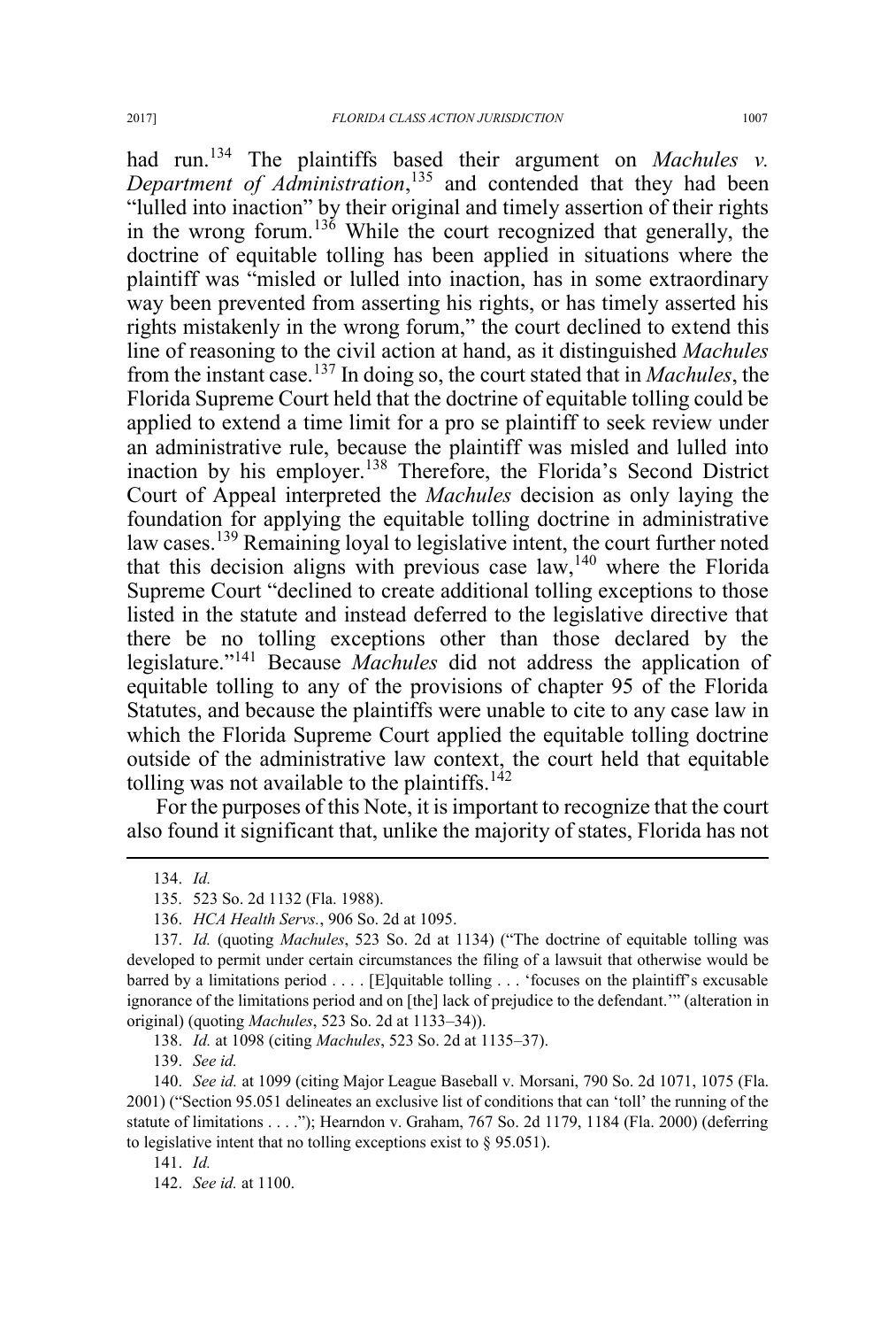had run.[134] The plaintiffs based their argument on *Machules v. Department of Administration*,[135] and contended that they had been "lulled into inaction" by their original and timely assertion of their rights in the wrong forum.[136] While the court recognized that generally, the doctrine of equitable tolling has been applied in situations where the plaintiff was "misled or lulled into inaction, has in some extraordinary way been prevented from asserting his rights, or has timely asserted his rights mistakenly in the wrong forum," the court declined to extend this line of reasoning to the civil action at hand, as it distinguished *Machules* from the instant case.[137] In doing so, the court stated that in *Machules*, the Florida Supreme Court held that the doctrine of equitable tolling could be applied to extend a time limit for a pro se plaintiff to seek review under an administrative rule, because the plaintiff was misled and lulled into inaction by his employer.[138] Therefore, the Florida's Second District Court of Appeal interpreted the *Machules* decision as only laying the foundation for applying the equitable tolling doctrine in administrative law cases.[139] Remaining loyal to legislative intent, the court further noted that this decision aligns with previous case law,[140] where the Florida Supreme Court "declined to create additional tolling exceptions to those listed in the statute and instead deferred to the legislative directive that there be no tolling exceptions other than those declared by the legislature."[141] Because *Machules* did not address the application of equitable tolling to any of the provisions of chapter 95 of the Florida Statutes, and because the plaintiffs were unable to cite to any case law in which the Florida Supreme Court applied the equitable tolling doctrine outside of the administrative law context, the court held that equitable tolling was not available to the plaintiffs.[142]

For the purposes of this Note, it is important to recognize that the court also found it significant that, unlike the majority of states, Florida has not

---

134. *Id.*

135. 523 So. 2d 1132 (Fla. 1988).

136. *HCA Health Servs.*, 906 So. 2d at 1095.

137. *Id.* (quoting *Machules*, 523 So. 2d at 1134) ("The doctrine of equitable tolling was developed to permit under certain circumstances the filing of a lawsuit that otherwise would be barred by a limitations period . . . . [E]quitable tolling . . . 'focuses on the plaintiff's excusable ignorance of the limitations period and on [the] lack of prejudice to the defendant.'" (alteration in original) (quoting *Machules*, 523 So. 2d at 1133–34)).

138. *Id.* at 1098 (citing *Machules*, 523 So. 2d at 1135–37).

139. *See id.*

140. *See id.* at 1099 (citing Major League Baseball v. Morsani, 790 So. 2d 1071, 1075 (Fla. 2001) ("Section 95.051 delineates an exclusive list of conditions that can 'toll' the running of the statute of limitations . . . ."); Hearndon v. Graham, 767 So. 2d 1179, 1184 (Fla. 2000) (deferring to legislative intent that no tolling exceptions exist to § 95.051).

141. *Id.*

142. *See id.* at 1100.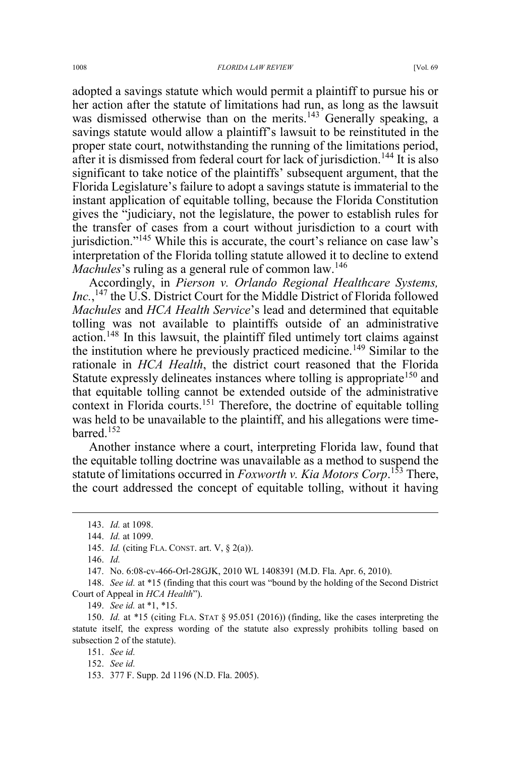adopted a savings statute which would permit a plaintiff to pursue his or her action after the statute of limitations had run, as long as the lawsuit was dismissed otherwise than on the merits.[143] Generally speaking, a savings statute would allow a plaintiff's lawsuit to be reinstituted in the proper state court, notwithstanding the running of the limitations period, after it is dismissed from federal court for lack of jurisdiction.[144] It is also significant to take notice of the plaintiffs' subsequent argument, that the Florida Legislature's failure to adopt a savings statute is immaterial to the instant application of equitable tolling, because the Florida Constitution gives the "judiciary, not the legislature, the power to establish rules for the transfer of cases from a court without jurisdiction to a court with jurisdiction."[145] While this is accurate, the court's reliance on case law's interpretation of the Florida tolling statute allowed it to decline to extend *Machules*'s ruling as a general rule of common law.[146]

Accordingly, in *Pierson v. Orlando Regional Healthcare Systems, Inc.*,[147] the U.S. District Court for the Middle District of Florida followed *Machules* and *HCA Health Service*'s lead and determined that equitable tolling was not available to plaintiffs outside of an administrative action.[148] In this lawsuit, the plaintiff filed untimely tort claims against the institution where he previously practiced medicine.[149] Similar to the rationale in *HCA Health*, the district court reasoned that the Florida Statute expressly delineates instances where tolling is appropriate[150] and that equitable tolling cannot be extended outside of the administrative context in Florida courts.[151] Therefore, the doctrine of equitable tolling was held to be unavailable to the plaintiff, and his allegations were time-barred.[152]

Another instance where a court, interpreting Florida law, found that the equitable tolling doctrine was unavailable as a method to suspend the statute of limitations occurred in *Foxworth v. Kia Motors Corp*.[153] There, the court addressed the concept of equitable tolling, without it having

---

143. *Id.* at 1098.

144. *Id.* at 1099.

145. *Id.* (citing FLA. CONST. art. V, § 2(a)).

146. *Id.*

147. No. 6:08-cv-466-Orl-28GJK, 2010 WL 1408391 (M.D. Fla. Apr. 6, 2010).

148. *See id.* at *15 (finding that this court was "bound by the holding of the Second District Court of Appeal in *HCA Health*").

149. *See id.* at *1, *15.

150. *Id.* at *15 (citing FLA. STAT § 95.051 (2016)) (finding, like the cases interpreting the statute itself, the express wording of the statute also expressly prohibits tolling based on subsection 2 of the statute).

151. *See id.*

152. *See id.*

153. 377 F. Supp. 2d 1196 (N.D. Fla. 2005).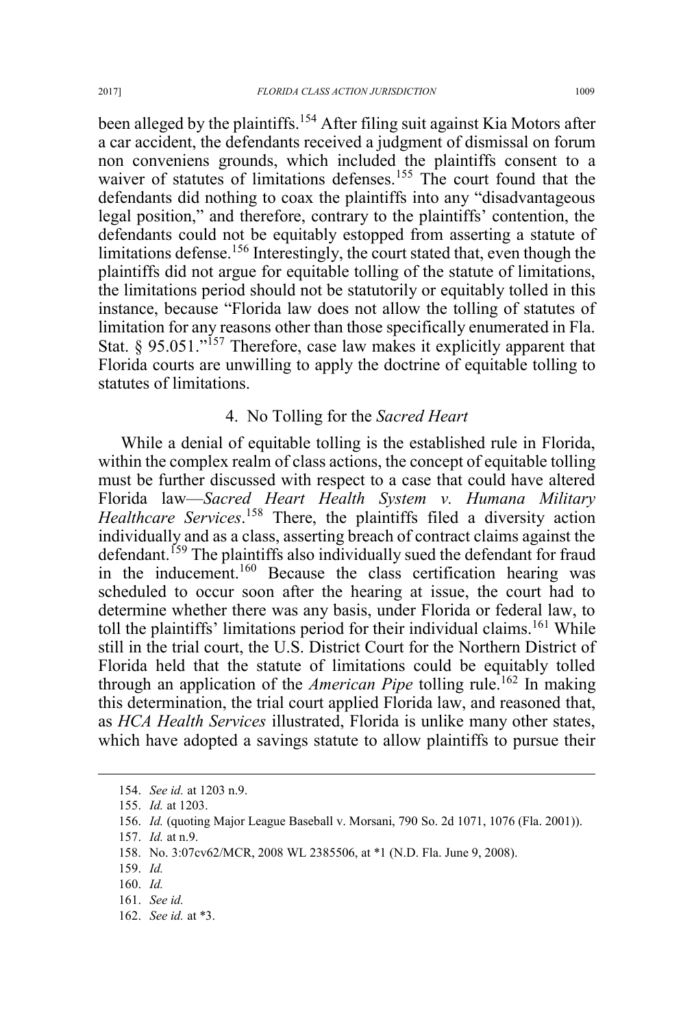been alleged by the plaintiffs.[154] After filing suit against Kia Motors after a car accident, the defendants received a judgment of dismissal on forum non conveniens grounds, which included the plaintiffs consent to a waiver of statutes of limitations defenses.[155] The court found that the defendants did nothing to coax the plaintiffs into any "disadvantageous legal position," and therefore, contrary to the plaintiffs' contention, the defendants could not be equitably estopped from asserting a statute of limitations defense.[156] Interestingly, the court stated that, even though the plaintiffs did not argue for equitable tolling of the statute of limitations, the limitations period should not be statutorily or equitably tolled in this instance, because "Florida law does not allow the tolling of statutes of limitation for any reasons other than those specifically enumerated in Fla. Stat. § 95.051."[157] Therefore, case law makes it explicitly apparent that Florida courts are unwilling to apply the doctrine of equitable tolling to statutes of limitations.

### 4. No Tolling for the *Sacred Heart*

While a denial of equitable tolling is the established rule in Florida, within the complex realm of class actions, the concept of equitable tolling must be further discussed with respect to a case that could have altered Florida law—*Sacred Heart Health System v. Humana Military Healthcare Services*.[158] There, the plaintiffs filed a diversity action individually and as a class, asserting breach of contract claims against the defendant.[159] The plaintiffs also individually sued the defendant for fraud in the inducement.[160] Because the class certification hearing was scheduled to occur soon after the hearing at issue, the court had to determine whether there was any basis, under Florida or federal law, to toll the plaintiffs' limitations period for their individual claims.[161] While still in the trial court, the U.S. District Court for the Northern District of Florida held that the statute of limitations could be equitably tolled through an application of the *American Pipe* tolling rule.[162] In making this determination, the trial court applied Florida law, and reasoned that, as *HCA Health Services* illustrated, Florida is unlike many other states, which have adopted a savings statute to allow plaintiffs to pursue their

---

154. *See id.* at 1203 n.9.
155. *Id.* at 1203.
156. *Id.* (quoting Major League Baseball v. Morsani, 790 So. 2d 1071, 1076 (Fla. 2001)).
157. *Id.* at n.9.
158. No. 3:07cv62/MCR, 2008 WL 2385506, at *1 (N.D. Fla. June 9, 2008).
159. *Id.*
160. *Id.*
161. *See id.*
162. *See id.* at *3.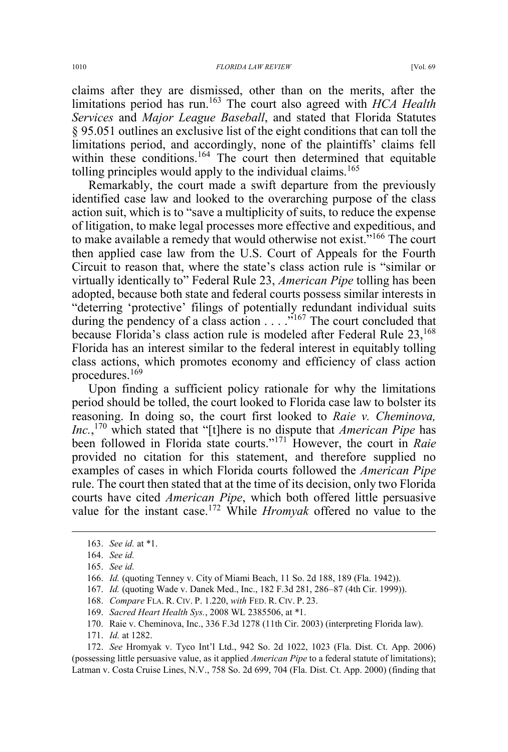claims after they are dismissed, other than on the merits, after the limitations period has run.[163] The court also agreed with *HCA Health Services* and *Major League Baseball*, and stated that Florida Statutes § 95.051 outlines an exclusive list of the eight conditions that can toll the limitations period, and accordingly, none of the plaintiffs' claims fell within these conditions.[164] The court then determined that equitable tolling principles would apply to the individual claims.[165]

Remarkably, the court made a swift departure from the previously identified case law and looked to the overarching purpose of the class action suit, which is to "save a multiplicity of suits, to reduce the expense of litigation, to make legal processes more effective and expeditious, and to make available a remedy that would otherwise not exist."[166] The court then applied case law from the U.S. Court of Appeals for the Fourth Circuit to reason that, where the state's class action rule is "similar or virtually identically to" Federal Rule 23, *American Pipe* tolling has been adopted, because both state and federal courts possess similar interests in "deterring 'protective' filings of potentially redundant individual suits during the pendency of a class action . . . ."[167] The court concluded that because Florida's class action rule is modeled after Federal Rule 23,[168] Florida has an interest similar to the federal interest in equitably tolling class actions, which promotes economy and efficiency of class action procedures.[169]

Upon finding a sufficient policy rationale for why the limitations period should be tolled, the court looked to Florida case law to bolster its reasoning. In doing so, the court first looked to *Raie v. Cheminova, Inc.*,[170] which stated that "[t]here is no dispute that *American Pipe* has been followed in Florida state courts."[171] However, the court in *Raie* provided no citation for this statement, and therefore supplied no examples of cases in which Florida courts followed the *American Pipe* rule. The court then stated that at the time of its decision, only two Florida courts have cited *American Pipe*, which both offered little persuasive value for the instant case.[172] While *Hromyak* offered no value to the

---

163. *See id.* at *1.

164. *See id.*

165. *See id.*

166. *Id.* (quoting Tenney v. City of Miami Beach, 11 So. 2d 188, 189 (Fla. 1942)).

167. *Id.* (quoting Wade v. Danek Med., Inc., 182 F.3d 281, 286–87 (4th Cir. 1999)).

168. *Compare* FLA. R. CIV. P. 1.220, *with* FED. R. CIV. P. 23.

169. *Sacred Heart Health Sys.*, 2008 WL 2385506, at *1.

170. Raie v. Cheminova, Inc., 336 F.3d 1278 (11th Cir. 2003) (interpreting Florida law).

171. *Id.* at 1282.

172. *See* Hromyak v. Tyco Int'l Ltd., 942 So. 2d 1022, 1023 (Fla. Dist. Ct. App. 2006) (possessing little persuasive value, as it applied *American Pipe* to a federal statute of limitations); Latman v. Costa Cruise Lines, N.V., 758 So. 2d 699, 704 (Fla. Dist. Ct. App. 2000) (finding that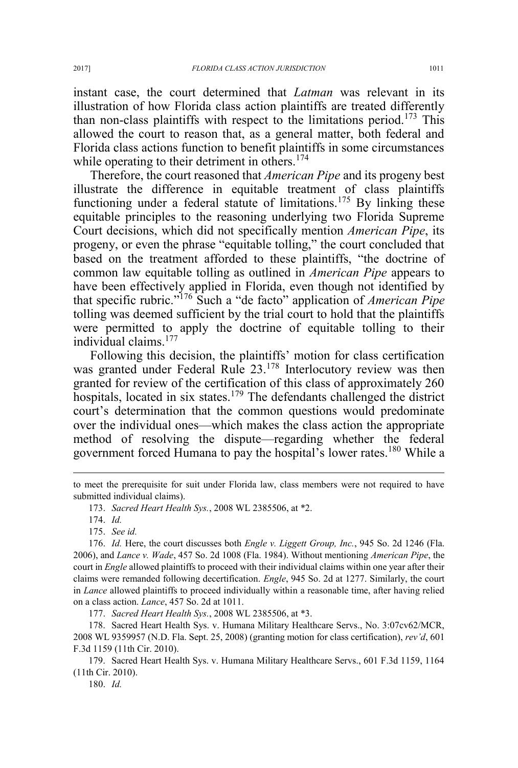instant case, the court determined that *Latman* was relevant in its illustration of how Florida class action plaintiffs are treated differently than non-class plaintiffs with respect to the limitations period.[173] This allowed the court to reason that, as a general matter, both federal and Florida class actions function to benefit plaintiffs in some circumstances while operating to their detriment in others.[174]

Therefore, the court reasoned that *American Pipe* and its progeny best illustrate the difference in equitable treatment of class plaintiffs functioning under a federal statute of limitations.[175] By linking these equitable principles to the reasoning underlying two Florida Supreme Court decisions, which did not specifically mention *American Pipe*, its progeny, or even the phrase "equitable tolling," the court concluded that based on the treatment afforded to these plaintiffs, "the doctrine of common law equitable tolling as outlined in *American Pipe* appears to have been effectively applied in Florida, even though not identified by that specific rubric."[176] Such a "de facto" application of *American Pipe* tolling was deemed sufficient by the trial court to hold that the plaintiffs were permitted to apply the doctrine of equitable tolling to their individual claims.[177]

Following this decision, the plaintiffs' motion for class certification was granted under Federal Rule 23.[178] Interlocutory review was then granted for review of the certification of this class of approximately 260 hospitals, located in six states.[179] The defendants challenged the district court's determination that the common questions would predominate over the individual ones—which makes the class action the appropriate method of resolving the dispute—regarding whether the federal government forced Humana to pay the hospital's lower rates.[180] While a

---

to meet the prerequisite for suit under Florida law, class members were not required to have submitted individual claims).

173. *Sacred Heart Health Sys.*, 2008 WL 2385506, at *2.

174. *Id.*

175. *See id.*

176. *Id.* Here, the court discusses both *Engle v. Liggett Group, Inc.*, 945 So. 2d 1246 (Fla. 2006), and *Lance v. Wade*, 457 So. 2d 1008 (Fla. 1984). Without mentioning *American Pipe*, the court in *Engle* allowed plaintiffs to proceed with their individual claims within one year after their claims were remanded following decertification. *Engle*, 945 So. 2d at 1277. Similarly, the court in *Lance* allowed plaintiffs to proceed individually within a reasonable time, after having relied on a class action. *Lance*, 457 So. 2d at 1011.

177. *Sacred Heart Health Sys.*, 2008 WL 2385506, at *3.

178. Sacred Heart Health Sys. v. Humana Military Healthcare Servs., No. 3:07cv62/MCR, 2008 WL 9359957 (N.D. Fla. Sept. 25, 2008) (granting motion for class certification), *rev'd*, 601 F.3d 1159 (11th Cir. 2010).

179. Sacred Heart Health Sys. v. Humana Military Healthcare Servs., 601 F.3d 1159, 1164 (11th Cir. 2010).

180. *Id.*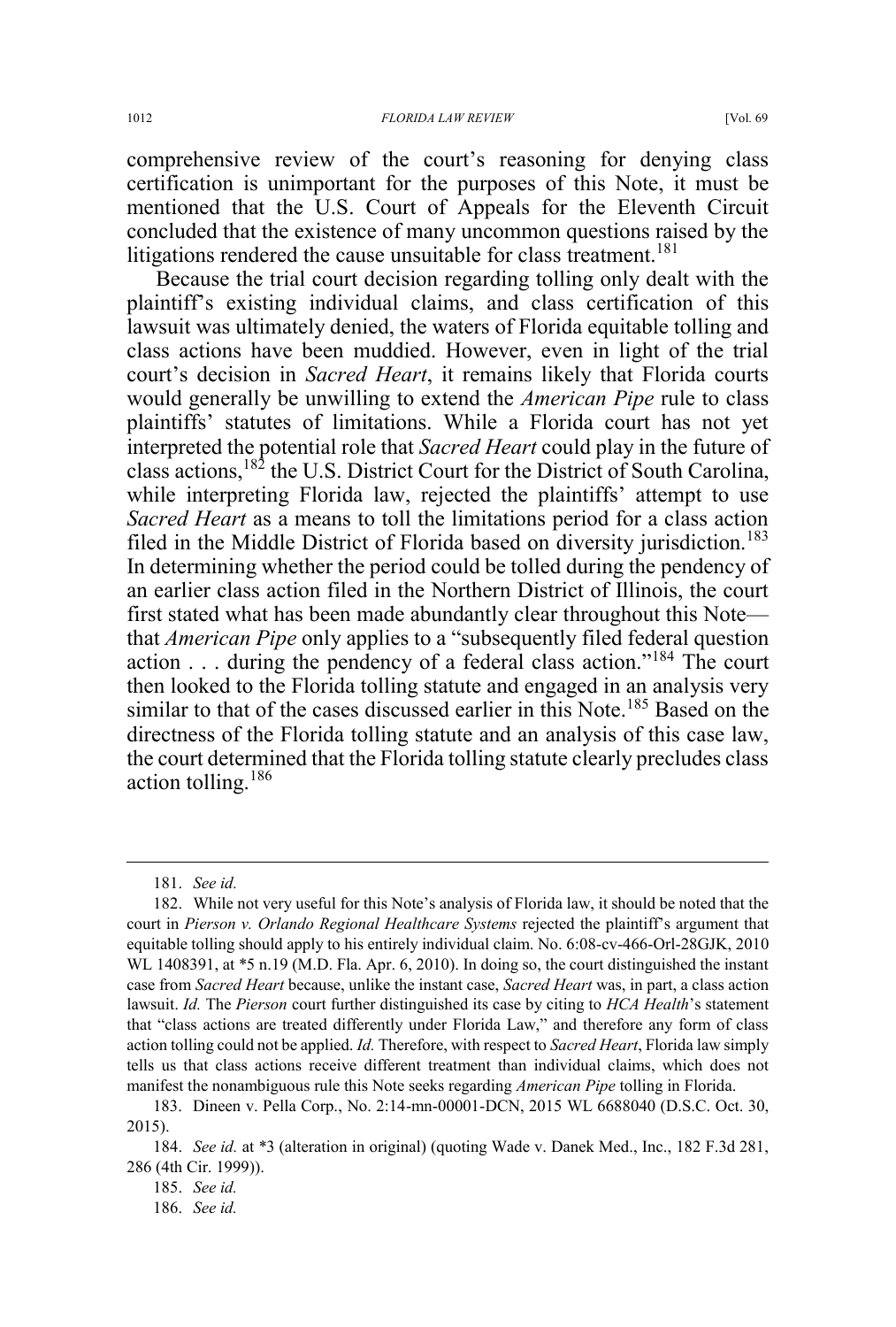comprehensive review of the court's reasoning for denying class certification is unimportant for the purposes of this Note, it must be mentioned that the U.S. Court of Appeals for the Eleventh Circuit concluded that the existence of many uncommon questions raised by the litigations rendered the cause unsuitable for class treatment.[181]

Because the trial court decision regarding tolling only dealt with the plaintiff's existing individual claims, and class certification of this lawsuit was ultimately denied, the waters of Florida equitable tolling and class actions have been muddied. However, even in light of the trial court's decision in *Sacred Heart*, it remains likely that Florida courts would generally be unwilling to extend the *American Pipe* rule to class plaintiffs' statutes of limitations. While a Florida court has not yet interpreted the potential role that *Sacred Heart* could play in the future of class actions,[182] the U.S. District Court for the District of South Carolina, while interpreting Florida law, rejected the plaintiffs' attempt to use *Sacred Heart* as a means to toll the limitations period for a class action filed in the Middle District of Florida based on diversity jurisdiction.[183] In determining whether the period could be tolled during the pendency of an earlier class action filed in the Northern District of Illinois, the court first stated what has been made abundantly clear throughout this Note—that *American Pipe* only applies to a "subsequently filed federal question action . . . during the pendency of a federal class action."[184] The court then looked to the Florida tolling statute and engaged in an analysis very similar to that of the cases discussed earlier in this Note.[185] Based on the directness of the Florida tolling statute and an analysis of this case law, the court determined that the Florida tolling statute clearly precludes class action tolling.[186]

---

181. *See id.*

182. While not very useful for this Note's analysis of Florida law, it should be noted that the court in *Pierson v. Orlando Regional Healthcare Systems* rejected the plaintiff's argument that equitable tolling should apply to his entirely individual claim. No. 6:08-cv-466-Orl-28GJK, 2010 WL 1408391, at *5 n.19 (M.D. Fla. Apr. 6, 2010). In doing so, the court distinguished the instant case from *Sacred Heart* because, unlike the instant case, *Sacred Heart* was, in part, a class action lawsuit. *Id.* The *Pierson* court further distinguished its case by citing to *HCA Health*'s statement that "class actions are treated differently under Florida Law," and therefore any form of class action tolling could not be applied. *Id.* Therefore, with respect to *Sacred Heart*, Florida law simply tells us that class actions receive different treatment than individual claims, which does not manifest the nonambiguous rule this Note seeks regarding *American Pipe* tolling in Florida.

183. Dineen v. Pella Corp., No. 2:14-mn-00001-DCN, 2015 WL 6688040 (D.S.C. Oct. 30, 2015).

184. *See id.* at *3 (alteration in original) (quoting Wade v. Danek Med., Inc., 182 F.3d 281, 286 (4th Cir. 1999)).

185. *See id.*

186. *See id.*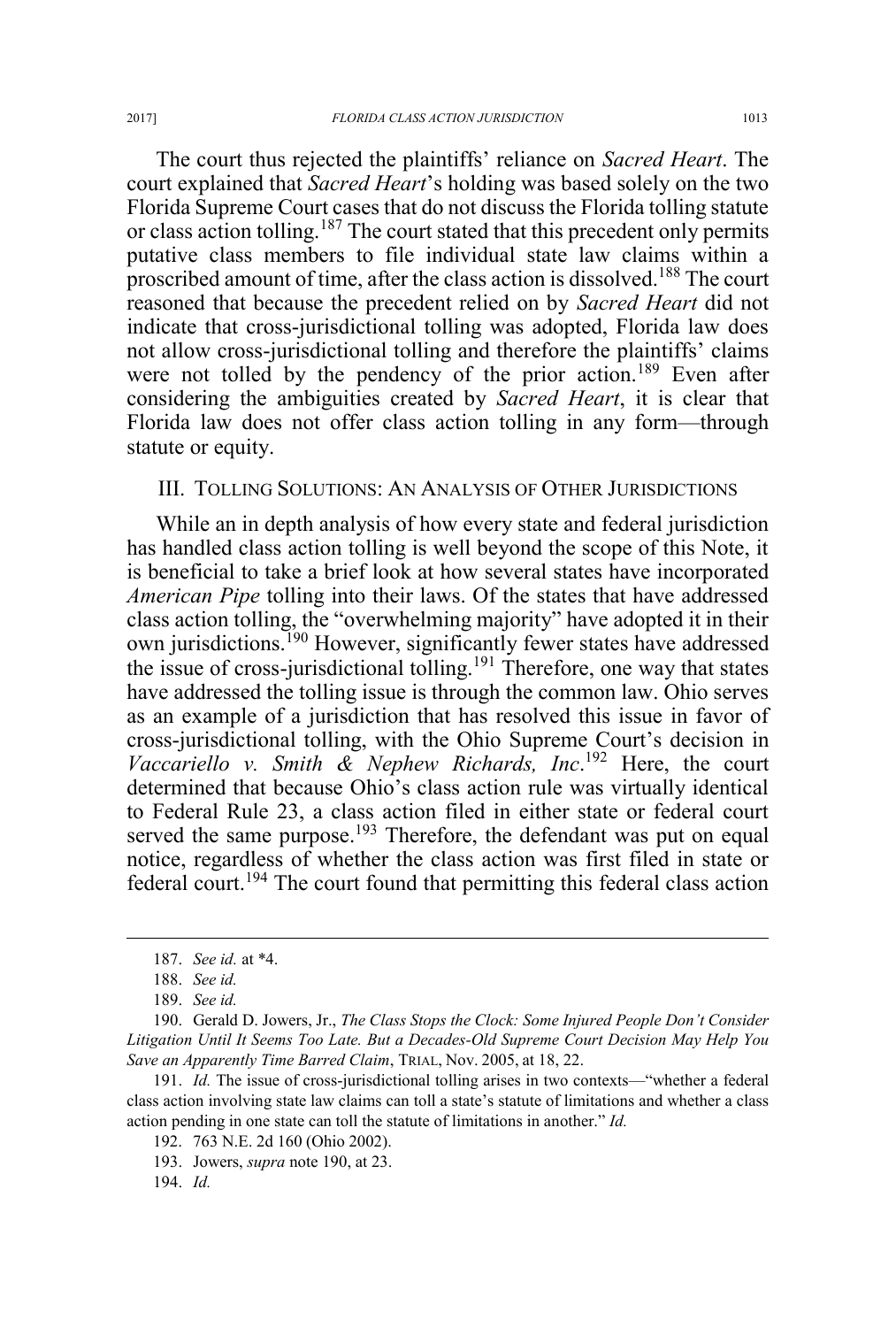The court thus rejected the plaintiffs' reliance on *Sacred Heart*. The court explained that *Sacred Heart*'s holding was based solely on the two Florida Supreme Court cases that do not discuss the Florida tolling statute or class action tolling.[187] The court stated that this precedent only permits putative class members to file individual state law claims within a proscribed amount of time, after the class action is dissolved.[188] The court reasoned that because the precedent relied on by *Sacred Heart* did not indicate that cross-jurisdictional tolling was adopted, Florida law does not allow cross-jurisdictional tolling and therefore the plaintiffs' claims were not tolled by the pendency of the prior action.[189] Even after considering the ambiguities created by *Sacred Heart*, it is clear that Florida law does not offer class action tolling in any form—through statute or equity.

## III. TOLLING SOLUTIONS: AN ANALYSIS OF OTHER JURISDICTIONS

While an in depth analysis of how every state and federal jurisdiction has handled class action tolling is well beyond the scope of this Note, it is beneficial to take a brief look at how several states have incorporated *American Pipe* tolling into their laws. Of the states that have addressed class action tolling, the "overwhelming majority" have adopted it in their own jurisdictions.[190] However, significantly fewer states have addressed the issue of cross-jurisdictional tolling.[191] Therefore, one way that states have addressed the tolling issue is through the common law. Ohio serves as an example of a jurisdiction that has resolved this issue in favor of cross-jurisdictional tolling, with the Ohio Supreme Court's decision in *Vaccariello v. Smith & Nephew Richards, Inc*.[192] Here, the court determined that because Ohio's class action rule was virtually identical to Federal Rule 23, a class action filed in either state or federal court served the same purpose.[193] Therefore, the defendant was put on equal notice, regardless of whether the class action was first filed in state or federal court.[194] The court found that permitting this federal class action

---

187. *See id.* at *4.

188. *See id.*

189. *See id.*

190. Gerald D. Jowers, Jr., *The Class Stops the Clock: Some Injured People Don't Consider Litigation Until It Seems Too Late. But a Decades-Old Supreme Court Decision May Help You Save an Apparently Time Barred Claim*, TRIAL, Nov. 2005, at 18, 22.

191. *Id.* The issue of cross-jurisdictional tolling arises in two contexts—"whether a federal class action involving state law claims can toll a state's statute of limitations and whether a class action pending in one state can toll the statute of limitations in another." *Id.*

192. 763 N.E. 2d 160 (Ohio 2002).

193. Jowers, *supra* note 190, at 23.

194. *Id.*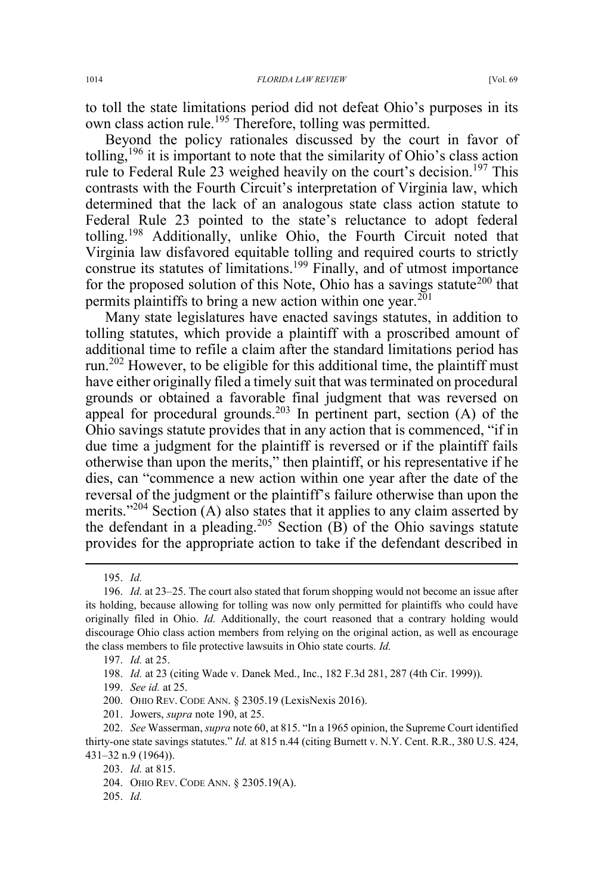to toll the state limitations period did not defeat Ohio's purposes in its own class action rule.[195] Therefore, tolling was permitted.

Beyond the policy rationales discussed by the court in favor of tolling,[196] it is important to note that the similarity of Ohio's class action rule to Federal Rule 23 weighed heavily on the court's decision.[197] This contrasts with the Fourth Circuit's interpretation of Virginia law, which determined that the lack of an analogous state class action statute to Federal Rule 23 pointed to the state's reluctance to adopt federal tolling.[198] Additionally, unlike Ohio, the Fourth Circuit noted that Virginia law disfavored equitable tolling and required courts to strictly construe its statutes of limitations.[199] Finally, and of utmost importance for the proposed solution of this Note, Ohio has a savings statute[200] that permits plaintiffs to bring a new action within one year.[201]

Many state legislatures have enacted savings statutes, in addition to tolling statutes, which provide a plaintiff with a proscribed amount of additional time to refile a claim after the standard limitations period has run.[202] However, to be eligible for this additional time, the plaintiff must have either originally filed a timely suit that was terminated on procedural grounds or obtained a favorable final judgment that was reversed on appeal for procedural grounds.[203] In pertinent part, section (A) of the Ohio savings statute provides that in any action that is commenced, "if in due time a judgment for the plaintiff is reversed or if the plaintiff fails otherwise than upon the merits," then plaintiff, or his representative if he dies, can "commence a new action within one year after the date of the reversal of the judgment or the plaintiff's failure otherwise than upon the merits."[204] Section (A) also states that it applies to any claim asserted by the defendant in a pleading.[205] Section (B) of the Ohio savings statute provides for the appropriate action to take if the defendant described in

---

195. *Id.*

196. *Id.* at 23–25. The court also stated that forum shopping would not become an issue after its holding, because allowing for tolling was now only permitted for plaintiffs who could have originally filed in Ohio. *Id.* Additionally, the court reasoned that a contrary holding would discourage Ohio class action members from relying on the original action, as well as encourage the class members to file protective lawsuits in Ohio state courts. *Id.*

197. *Id.* at 25.

198. *Id.* at 23 (citing Wade v. Danek Med., Inc., 182 F.3d 281, 287 (4th Cir. 1999)).

199. *See id.* at 25.

200. OHIO REV. CODE ANN. § 2305.19 (LexisNexis 2016).

201. Jowers, *supra* note 190, at 25.

202. *See* Wasserman, *supra* note 60, at 815. "In a 1965 opinion, the Supreme Court identified thirty-one state savings statutes." *Id.* at 815 n.44 (citing Burnett v. N.Y. Cent. R.R., 380 U.S. 424, 431–32 n.9 (1964)).

203. *Id.* at 815.

204. OHIO REV. CODE ANN. § 2305.19(A).

205. *Id.*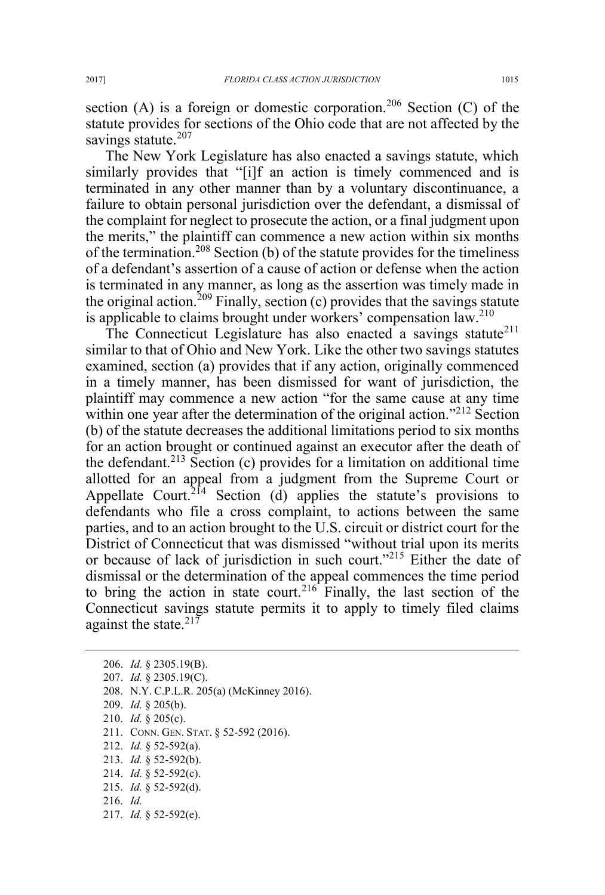section (A) is a foreign or domestic corporation.[206] Section (C) of the statute provides for sections of the Ohio code that are not affected by the savings statute.[207]

The New York Legislature has also enacted a savings statute, which similarly provides that "[i]f an action is timely commenced and is terminated in any other manner than by a voluntary discontinuance, a failure to obtain personal jurisdiction over the defendant, a dismissal of the complaint for neglect to prosecute the action, or a final judgment upon the merits," the plaintiff can commence a new action within six months of the termination.[208] Section (b) of the statute provides for the timeliness of a defendant's assertion of a cause of action or defense when the action is terminated in any manner, as long as the assertion was timely made in the original action.[209] Finally, section (c) provides that the savings statute is applicable to claims brought under workers' compensation law.[210]

The Connecticut Legislature has also enacted a savings statute[211] similar to that of Ohio and New York. Like the other two savings statutes examined, section (a) provides that if any action, originally commenced in a timely manner, has been dismissed for want of jurisdiction, the plaintiff may commence a new action "for the same cause at any time within one year after the determination of the original action."[212] Section (b) of the statute decreases the additional limitations period to six months for an action brought or continued against an executor after the death of the defendant.[213] Section (c) provides for a limitation on additional time allotted for an appeal from a judgment from the Supreme Court or Appellate Court.[214] Section (d) applies the statute's provisions to defendants who file a cross complaint, to actions between the same parties, and to an action brought to the U.S. circuit or district court for the District of Connecticut that was dismissed "without trial upon its merits or because of lack of jurisdiction in such court."[215] Either the date of dismissal or the determination of the appeal commences the time period to bring the action in state court.[216] Finally, the last section of the Connecticut savings statute permits it to apply to timely filed claims against the state.[217]

---

206. *Id.* § 2305.19(B).
207. *Id.* § 2305.19(C).
208. N.Y. C.P.L.R. 205(a) (McKinney 2016).
209. *Id.* § 205(b).
210. *Id.* § 205(c).
211. CONN. GEN. STAT. § 52-592 (2016).
212. *Id.* § 52-592(a).
213. *Id.* § 52-592(b).
214. *Id.* § 52-592(c).
215. *Id.* § 52-592(d).
216. *Id.*
217. *Id.* § 52-592(e).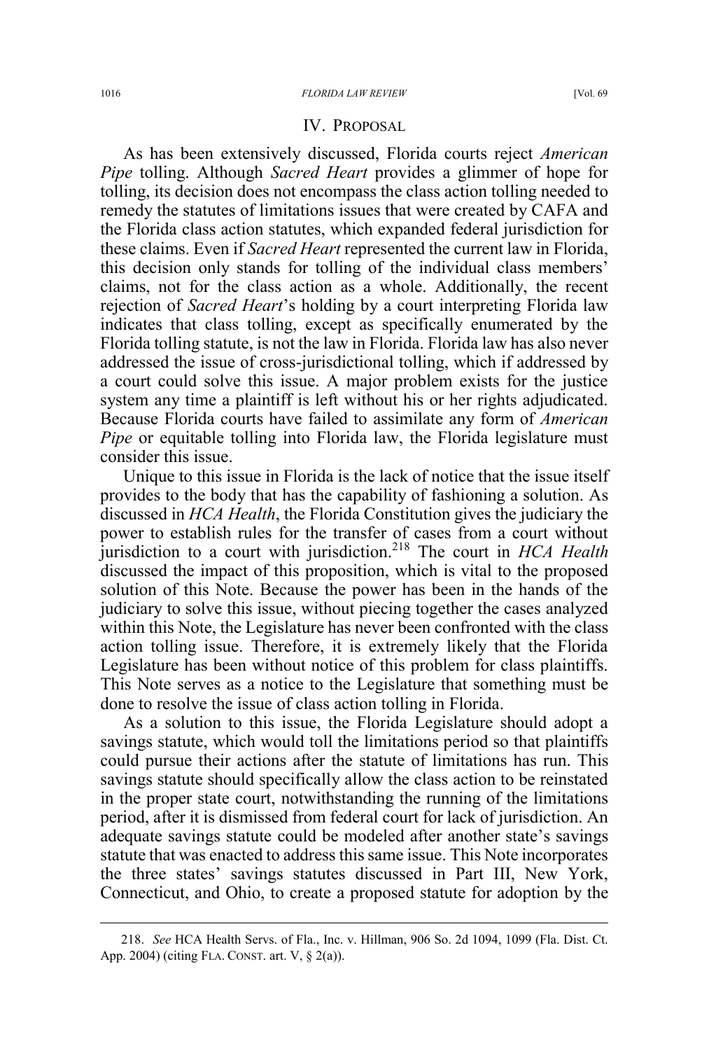## IV. PROPOSAL

As has been extensively discussed, Florida courts reject *American Pipe* tolling. Although *Sacred Heart* provides a glimmer of hope for tolling, its decision does not encompass the class action tolling needed to remedy the statutes of limitations issues that were created by CAFA and the Florida class action statutes, which expanded federal jurisdiction for these claims. Even if *Sacred Heart* represented the current law in Florida, this decision only stands for tolling of the individual class members' claims, not for the class action as a whole. Additionally, the recent rejection of *Sacred Heart*'s holding by a court interpreting Florida law indicates that class tolling, except as specifically enumerated by the Florida tolling statute, is not the law in Florida. Florida law has also never addressed the issue of cross-jurisdictional tolling, which if addressed by a court could solve this issue. A major problem exists for the justice system any time a plaintiff is left without his or her rights adjudicated. Because Florida courts have failed to assimilate any form of *American Pipe* or equitable tolling into Florida law, the Florida legislature must consider this issue.

Unique to this issue in Florida is the lack of notice that the issue itself provides to the body that has the capability of fashioning a solution. As discussed in *HCA Health*, the Florida Constitution gives the judiciary the power to establish rules for the transfer of cases from a court without jurisdiction to a court with jurisdiction.[218] The court in *HCA Health* discussed the impact of this proposition, which is vital to the proposed solution of this Note. Because the power has been in the hands of the judiciary to solve this issue, without piecing together the cases analyzed within this Note, the Legislature has never been confronted with the class action tolling issue. Therefore, it is extremely likely that the Florida Legislature has been without notice of this problem for class plaintiffs. This Note serves as a notice to the Legislature that something must be done to resolve the issue of class action tolling in Florida.

As a solution to this issue, the Florida Legislature should adopt a savings statute, which would toll the limitations period so that plaintiffs could pursue their actions after the statute of limitations has run. This savings statute should specifically allow the class action to be reinstated in the proper state court, notwithstanding the running of the limitations period, after it is dismissed from federal court for lack of jurisdiction. An adequate savings statute could be modeled after another state's savings statute that was enacted to address this same issue. This Note incorporates the three states' savings statutes discussed in Part III, New York, Connecticut, and Ohio, to create a proposed statute for adoption by the

---

218. *See* HCA Health Servs. of Fla., Inc. v. Hillman, 906 So. 2d 1094, 1099 (Fla. Dist. Ct. App. 2004) (citing FLA. CONST. art. V, § 2(a)).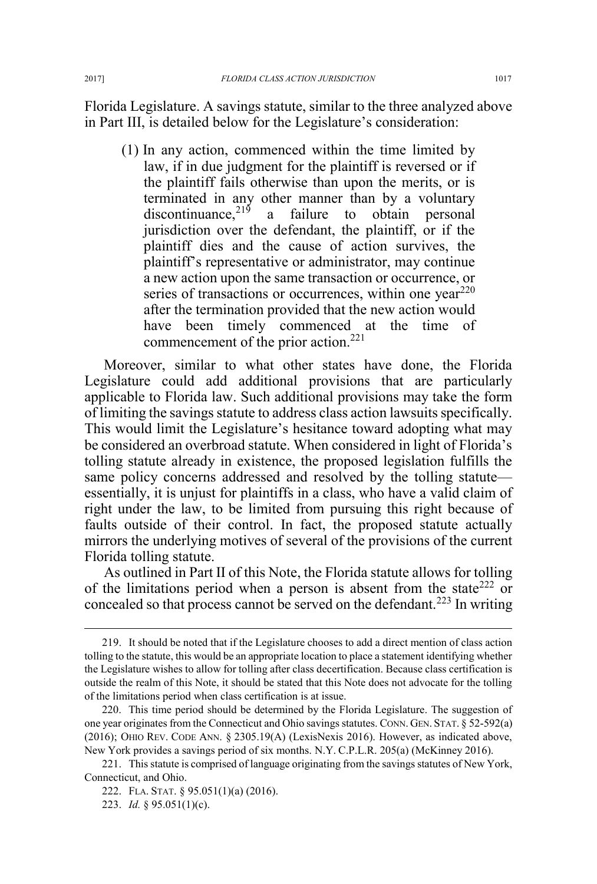Florida Legislature. A savings statute, similar to the three analyzed above in Part III, is detailed below for the Legislature's consideration:

> (1) In any action, commenced within the time limited by law, if in due judgment for the plaintiff is reversed or if the plaintiff fails otherwise than upon the merits, or is terminated in any other manner than by a voluntary discontinuance,[219] a failure to obtain personal jurisdiction over the defendant, the plaintiff, or if the plaintiff dies and the cause of action survives, the plaintiff's representative or administrator, may continue a new action upon the same transaction or occurrence, or series of transactions or occurrences, within one year[220] after the termination provided that the new action would have been timely commenced at the time of commencement of the prior action.[221]

Moreover, similar to what other states have done, the Florida Legislature could add additional provisions that are particularly applicable to Florida law. Such additional provisions may take the form of limiting the savings statute to address class action lawsuits specifically. This would limit the Legislature's hesitance toward adopting what may be considered an overbroad statute. When considered in light of Florida's tolling statute already in existence, the proposed legislation fulfills the same policy concerns addressed and resolved by the tolling statute—essentially, it is unjust for plaintiffs in a class, who have a valid claim of right under the law, to be limited from pursuing this right because of faults outside of their control. In fact, the proposed statute actually mirrors the underlying motives of several of the provisions of the current Florida tolling statute.

As outlined in Part II of this Note, the Florida statute allows for tolling of the limitations period when a person is absent from the state[222] or concealed so that process cannot be served on the defendant.[223] In writing

---

219. It should be noted that if the Legislature chooses to add a direct mention of class action tolling to the statute, this would be an appropriate location to place a statement identifying whether the Legislature wishes to allow for tolling after class decertification. Because class certification is outside the realm of this Note, it should be stated that this Note does not advocate for the tolling of the limitations period when class certification is at issue.

220. This time period should be determined by the Florida Legislature. The suggestion of one year originates from the Connecticut and Ohio savings statutes. CONN. GEN. STAT. § 52-592(a) (2016); OHIO REV. CODE ANN. § 2305.19(A) (LexisNexis 2016). However, as indicated above, New York provides a savings period of six months. N.Y. C.P.L.R. 205(a) (McKinney 2016).

221. This statute is comprised of language originating from the savings statutes of New York, Connecticut, and Ohio.

222. FLA. STAT. § 95.051(1)(a) (2016).

223. *Id.* § 95.051(1)(c).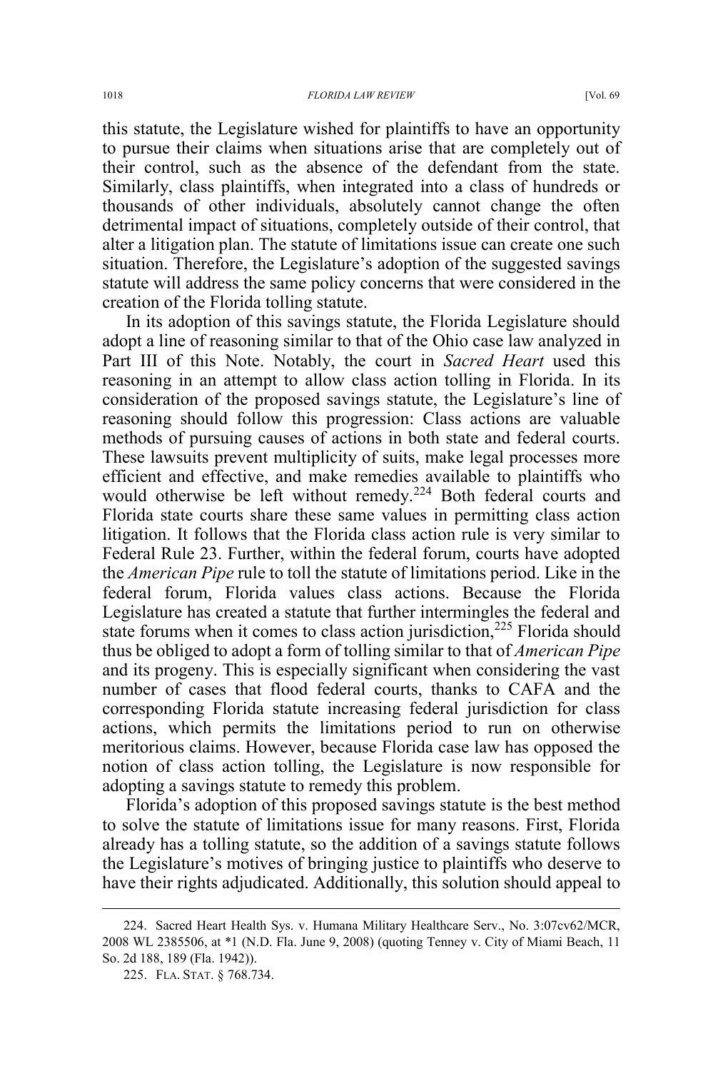this statute, the Legislature wished for plaintiffs to have an opportunity to pursue their claims when situations arise that are completely out of their control, such as the absence of the defendant from the state. Similarly, class plaintiffs, when integrated into a class of hundreds or thousands of other individuals, absolutely cannot change the often detrimental impact of situations, completely outside of their control, that alter a litigation plan. The statute of limitations issue can create one such situation. Therefore, the Legislature's adoption of the suggested savings statute will address the same policy concerns that were considered in the creation of the Florida tolling statute.

In its adoption of this savings statute, the Florida Legislature should adopt a line of reasoning similar to that of the Ohio case law analyzed in Part III of this Note. Notably, the court in *Sacred Heart* used this reasoning in an attempt to allow class action tolling in Florida. In its consideration of the proposed savings statute, the Legislature's line of reasoning should follow this progression: Class actions are valuable methods of pursuing causes of actions in both state and federal courts. These lawsuits prevent multiplicity of suits, make legal processes more efficient and effective, and make remedies available to plaintiffs who would otherwise be left without remedy.[224] Both federal courts and Florida state courts share these same values in permitting class action litigation. It follows that the Florida class action rule is very similar to Federal Rule 23. Further, within the federal forum, courts have adopted the *American Pipe* rule to toll the statute of limitations period. Like in the federal forum, Florida values class actions. Because the Florida Legislature has created a statute that further intermingles the federal and state forums when it comes to class action jurisdiction,[225] Florida should thus be obliged to adopt a form of tolling similar to that of *American Pipe* and its progeny. This is especially significant when considering the vast number of cases that flood federal courts, thanks to CAFA and the corresponding Florida statute increasing federal jurisdiction for class actions, which permits the limitations period to run on otherwise meritorious claims. However, because Florida case law has opposed the notion of class action tolling, the Legislature is now responsible for adopting a savings statute to remedy this problem.

Florida's adoption of this proposed savings statute is the best method to solve the statute of limitations issue for many reasons. First, Florida already has a tolling statute, so the addition of a savings statute follows the Legislature's motives of bringing justice to plaintiffs who deserve to have their rights adjudicated. Additionally, this solution should appeal to

---

224. Sacred Heart Health Sys. v. Humana Military Healthcare Serv., No. 3:07cv62/MCR, 2008 WL 2385506, at *1 (N.D. Fla. June 9, 2008) (quoting Tenney v. City of Miami Beach, 11 So. 2d 188, 189 (Fla. 1942)).

225. FLA. STAT. § 768.734.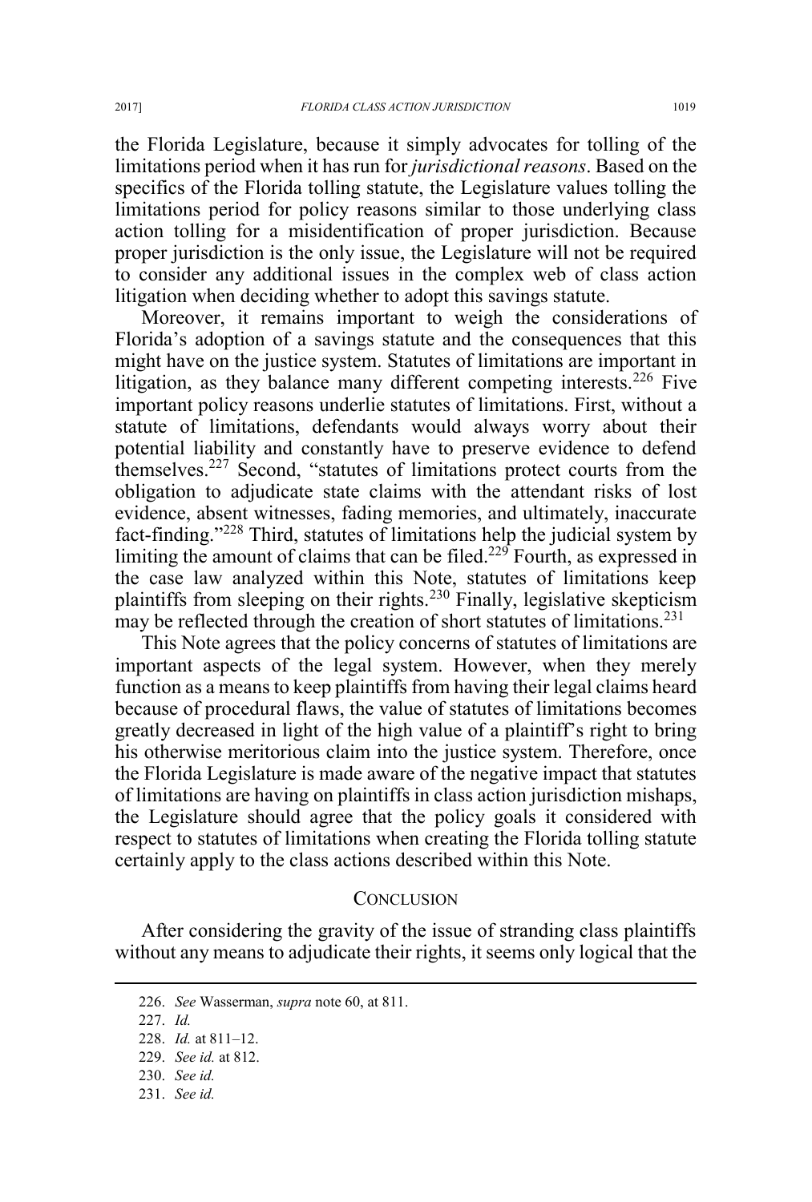the Florida Legislature, because it simply advocates for tolling of the limitations period when it has run for *jurisdictional reasons*. Based on the specifics of the Florida tolling statute, the Legislature values tolling the limitations period for policy reasons similar to those underlying class action tolling for a misidentification of proper jurisdiction. Because proper jurisdiction is the only issue, the Legislature will not be required to consider any additional issues in the complex web of class action litigation when deciding whether to adopt this savings statute.

Moreover, it remains important to weigh the considerations of Florida's adoption of a savings statute and the consequences that this might have on the justice system. Statutes of limitations are important in litigation, as they balance many different competing interests.[226] Five important policy reasons underlie statutes of limitations. First, without a statute of limitations, defendants would always worry about their potential liability and constantly have to preserve evidence to defend themselves.[227] Second, "statutes of limitations protect courts from the obligation to adjudicate state claims with the attendant risks of lost evidence, absent witnesses, fading memories, and ultimately, inaccurate fact-finding."[228] Third, statutes of limitations help the judicial system by limiting the amount of claims that can be filed.[229] Fourth, as expressed in the case law analyzed within this Note, statutes of limitations keep plaintiffs from sleeping on their rights.[230] Finally, legislative skepticism may be reflected through the creation of short statutes of limitations.[231]

This Note agrees that the policy concerns of statutes of limitations are important aspects of the legal system. However, when they merely function as a means to keep plaintiffs from having their legal claims heard because of procedural flaws, the value of statutes of limitations becomes greatly decreased in light of the high value of a plaintiff's right to bring his otherwise meritorious claim into the justice system. Therefore, once the Florida Legislature is made aware of the negative impact that statutes of limitations are having on plaintiffs in class action jurisdiction mishaps, the Legislature should agree that the policy goals it considered with respect to statutes of limitations when creating the Florida tolling statute certainly apply to the class actions described within this Note.

## CONCLUSION

After considering the gravity of the issue of stranding class plaintiffs without any means to adjudicate their rights, it seems only logical that the

---

226. *See* Wasserman, *supra* note 60, at 811.

227. *Id.*

228. *Id.* at 811–12.

229. *See id.* at 812.

230. *See id.*

231. *See id.*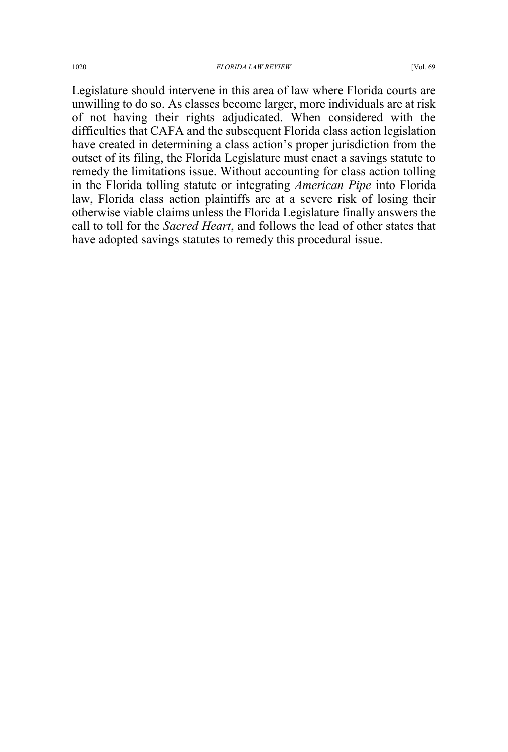Legislature should intervene in this area of law where Florida courts are unwilling to do so. As classes become larger, more individuals are at risk of not having their rights adjudicated. When considered with the difficulties that CAFA and the subsequent Florida class action legislation have created in determining a class action's proper jurisdiction from the outset of its filing, the Florida Legislature must enact a savings statute to remedy the limitations issue. Without accounting for class action tolling in the Florida tolling statute or integrating *American Pipe* into Florida law, Florida class action plaintiffs are at a severe risk of losing their otherwise viable claims unless the Florida Legislature finally answers the call to toll for the *Sacred Heart*, and follows the lead of other states that have adopted savings statutes to remedy this procedural issue.